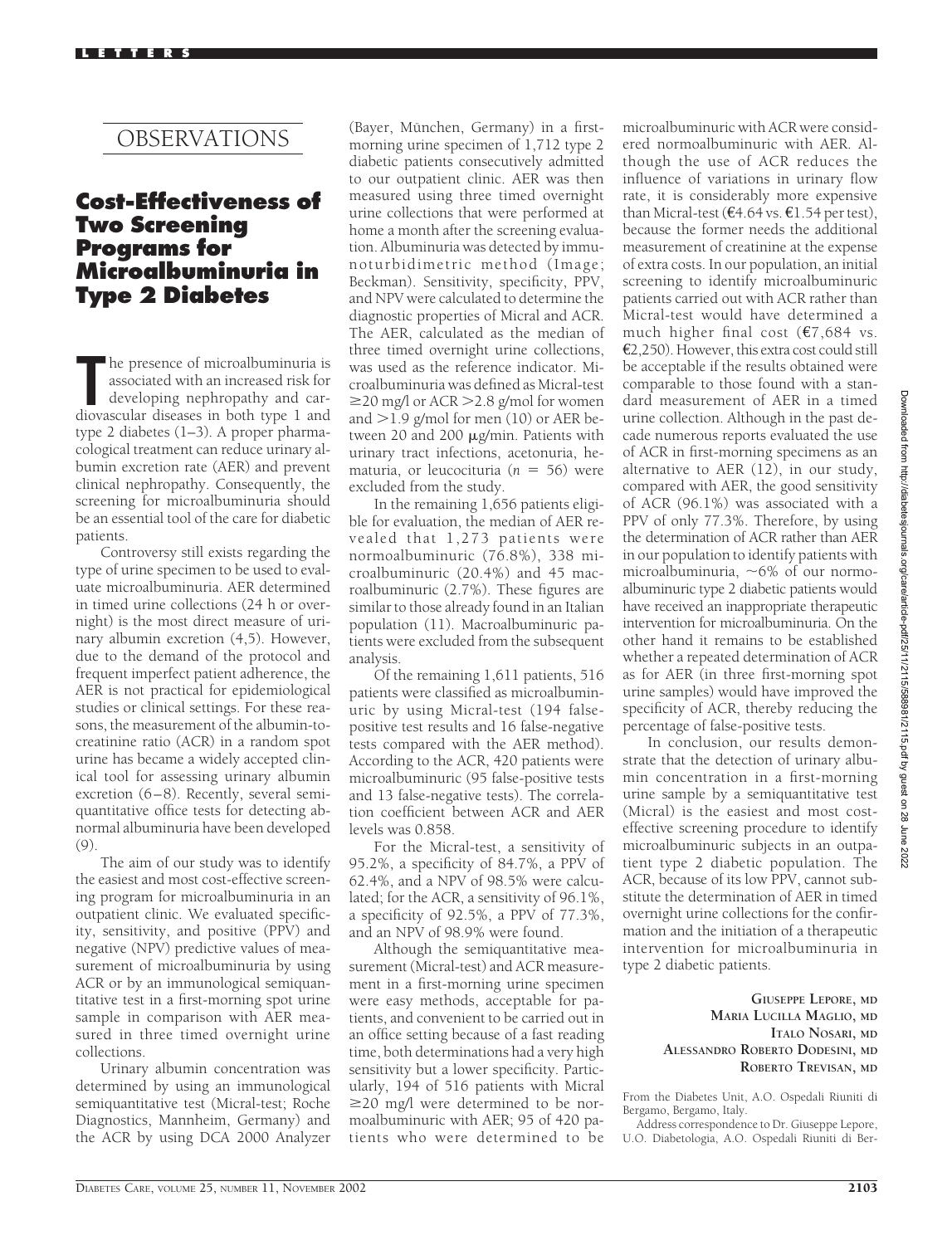## OBSERVATIONS

# Cost-Effectiveness of Two Screening Programs for Microalbuminuria in Type 2 Diabetes

The presence of microalbuminuria is associated with an increased risk for developing nephropathy and cardiovascular diseases in both type 1 and type 2 diabetes (1–3). A proper pharmacological treatment can reduce urinary albumin excretion rate (AER) and prevent clinical nephropathy. Consequently, the screening for microalbuminuria should be an essential tool of the care for diabetic patients.

Controversy still exists regarding the type of urine specimen to be used to evaluate microalbuminuria. AER determined in timed urine collections (24 h or overnight) is the most direct measure of urinary albumin excretion (4,5). However, due to the demand of the protocol and frequent imperfect patient adherence, the AER is not practical for epidemiological studies or clinical settings. For these reasons, the measurement of the albumin-to-creatinine ratio (ACR) in a random spot urine has became a widely accepted clinical tool for assessing urinary albumin excretion (6–8). Recently, several semiquantitative office tests for detecting abnormal albuminuria have been developed (9).

The aim of our study was to identify the easiest and most cost-effective screening program for microalbuminuria in an outpatient clinic. We evaluated specificity, sensitivity, and positive (PPV) and negative (NPV) predictive values of measurement of microalbuminuria by using ACR or by an immunological semiquantitative test in a first-morning spot urine sample in comparison with AER measured in three timed overnight urine collections.

Urinary albumin concentration was determined by using an immunological semiquantitative test (Micral-test; Roche Diagnostics, Mannheim, Germany) and the ACR by using DCA 2000 Analyzer (Bayer, München, Germany) in a first-morning urine specimen of 1,712 type 2 diabetic patients consecutively admitted to our outpatient clinic. AER was then measured using three timed overnight urine collections that were performed at home a month after the screening evaluation. Albuminuria was detected by immunoturbidimetric method (Image; Beckman). Sensitivity, specificity, PPV, and NPV were calculated to determine the diagnostic properties of Micral and ACR. The AER, calculated as the median of three timed overnight urine collections, was used as the reference indicator. Microalbuminuria was defined as Micral-test $\geq$20 mg/l or ACR >2.8 g/mol for women and >1.9 g/mol for men (10) or AER between 20 and 200 μg/min. Patients with urinary tract infections, acetonuria, hematuria, or leucocituria ($n = 56$) were excluded from the study.

In the remaining 1,656 patients eligible for evaluation, the median of AER revealed that 1,273 patients were normoalbuminuric (76.8%), 338 microalbuminuric (20.4%) and 45 macroalbuminuric (2.7%). These figures are similar to those already found in an Italian population (11). Macroalbuminuric patients were excluded from the subsequent analysis.

Of the remaining 1,611 patients, 516 patients were classified as microalbuminuric by using Micral-test (194 false-positive test results and 16 false-negative tests compared with the AER method). According to the ACR, 420 patients were microalbuminuric (95 false-positive tests and 13 false-negative tests). The correlation coefficient between ACR and AER levels was 0.858.

For the Micral-test, a sensitivity of 95.2%, a specificity of 84.7%, a PPV of 62.4%, and a NPV of 98.5% were calculated; for the ACR, a sensitivity of 96.1%, a specificity of 92.5%, a PPV of 77.3%, and an NPV of 98.9% were found.

Although the semiquantitative measurement (Micral-test) and ACR measurement in a first-morning urine specimen were easy methods, acceptable for patients, and convenient to be carried out in an office setting because of a fast reading time, both determinations had a very high sensitivity but a lower specificity. Particularly, 194 of 516 patients with Micral $\geq$20 mg/l were determined to be normoalbuminuric with AER; 95 of 420 patients who were determined to be microalbuminuric with ACR were considered normoalbuminuric with AER. Although the use of ACR reduces the influence of variations in urinary flow rate, it is considerably more expensive than Micral-test (€4.64 vs. €1.54 per test), because the former needs the additional measurement of creatinine at the expense of extra costs. In our population, an initial screening to identify microalbuminuric patients carried out with ACR rather than Micral-test would have determined a much higher final cost (€7,684 vs. €2,250). However, this extra cost could still be acceptable if the results obtained were comparable to those found with a standard measurement of AER in a timed urine collection. Although in the past decade numerous reports evaluated the use of ACR in first-morning specimens as an alternative to AER (12), in our study, compared with AER, the good sensitivity of ACR (96.1%) was associated with a PPV of only 77.3%. Therefore, by using the determination of ACR rather than AER in our population to identify patients with microalbuminuria, ~6% of our normoalbuminuric type 2 diabetic patients would have received an inappropriate therapeutic intervention for microalbuminuria. On the other hand it remains to be established whether a repeated determination of ACR as for AER (in three first-morning spot urine samples) would have improved the specificity of ACR, thereby reducing the percentage of false-positive tests.

In conclusion, our results demonstrate that the detection of urinary albumin concentration in a first-morning urine sample by a semiquantitative test (Micral) is the easiest and most cost-effective screening procedure to identify microalbuminuric subjects in an outpatient type 2 diabetic population. The ACR, because of its low PPV, cannot substitute the determination of AER in timed overnight urine collections for the confirmation and the initiation of a therapeutic intervention for microalbuminuria in type 2 diabetic patients.

**GIUSEPPE LEPORE, MD**
**MARIA LUCILLA MAGLIO, MD**
**ITALO NOSARI, MD**
**ALESSANDRO ROBERTO DODESINI, MD**
**ROBERTO TREVISAN, MD**

From the Diabetes Unit, A.O. Ospedali Riuniti di Bergamo, Bergamo, Italy.

Address correspondence to Dr. Giuseppe Lepore, U.O. Diabetologia, A.O. Ospedali Riuniti di Ber-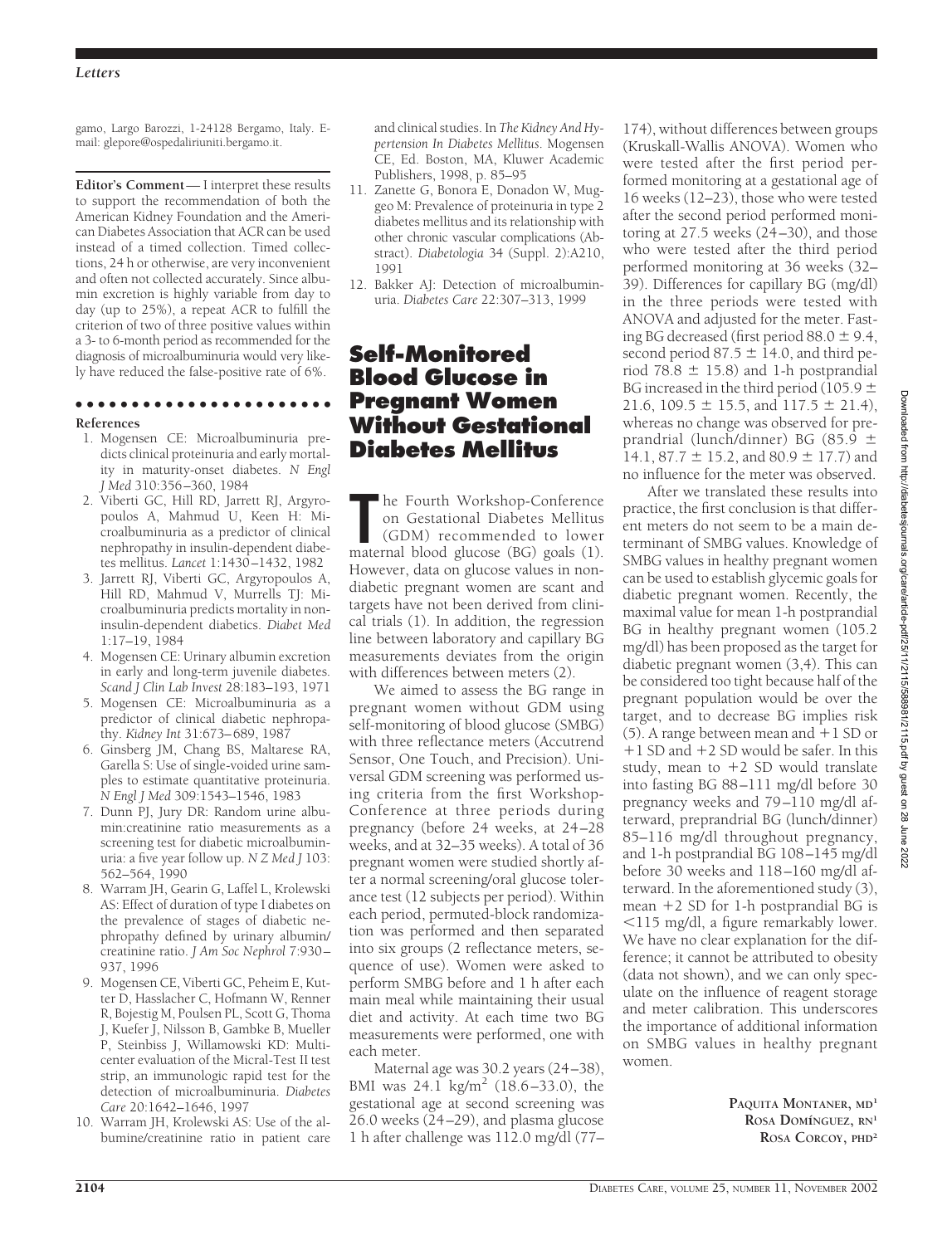gamo, Largo Barozzi, 1-24128 Bergamo, Italy. E-mail: glepore@ospedaliriuniti.bergamo.it.

**Editor's Comment**— I interpret these results to support the recommendation of both the American Kidney Foundation and the American Diabetes Association that ACR can be used instead of a timed collection. Timed collections, 24 h or otherwise, are very inconvenient and often not collected accurately. Since albumin excretion is highly variable from day to day (up to 25%), a repeat ACR to fulfill the criterion of two of three positive values within a 3- to 6-month period as recommended for the diagnosis of microalbuminuria would very likely have reduced the false-positive rate of 6%.

## References

1. Mogensen CE: Microalbuminuria predicts clinical proteinuria and early mortality in maturity-onset diabetes. *N Engl J Med* 310:356–360, 1984
2. Viberti GC, Hill RD, Jarrett RJ, Argyropoulos A, Mahmud U, Keen H: Microalbuminuria as a predictor of clinical nephropathy in insulin-dependent diabetes mellitus. *Lancet* 1:1430–1432, 1982
3. Jarrett RJ, Viberti GC, Argyropoulos A, Hill RD, Mahmud V, Murrells TJ: Microalbuminuria predicts mortality in non-insulin-dependent diabetics. *Diabet Med* 1:17–19, 1984
4. Mogensen CE: Urinary albumin excretion in early and long-term juvenile diabetes. *Scand J Clin Lab Invest* 28:183–193, 1971
5. Mogensen CE: Microalbuminuria as a predictor of clinical diabetic nephropathy. *Kidney Int* 31:673–689, 1987
6. Ginsberg JM, Chang BS, Maltarese RA, Garella S: Use of single-voided urine samples to estimate quantitative proteinuria. *N Engl J Med* 309:1543–1546, 1983
7. Dunn PJ, Jury DR: Random urine albumin:creatinine ratio measurements as a screening test for diabetic microalbuminuria: a five year follow up. *N Z Med J* 103: 562–564, 1990
8. Warram JH, Gearin G, Laffel L, Krolewski AS: Effect of duration of type I diabetes on the prevalence of stages of diabetic nephropathy defined by urinary albumin/creatinine ratio. *J Am Soc Nephrol* 7:930–937, 1996
9. Mogensen CE, Viberti GC, Peheim E, Kutter D, Hasslacher C, Hofmann W, Renner R, Bojestig M, Poulsen PL, Scott G, Thoma J, Kuefer J, Nilsson B, Gambke B, Mueller P, Steinbiss J, Willamowski KD: Multicenter evaluation of the Micral-Test II test strip, an immunologic rapid test for the detection of microalbuminuria. *Diabetes Care* 20:1642–1646, 1997
10. Warram JH, Krolewski AS: Use of the albumine/creatinine ratio in patient care and clinical studies. In *The Kidney And Hypertension In Diabetes Mellitus*. Mogensen CE, Ed. Boston, MA, Kluwer Academic Publishers, 1998, p. 85–95
11. Zanette G, Bonora E, Donadon W, Muggeo M: Prevalence of proteinuria in type 2 diabetes mellitus and its relationship with other chronic vascular complications (Abstract). *Diabetologia* 34 (Suppl. 2):A210, 1991
12. Bakker AJ: Detection of microalbuminuria. *Diabetes Care* 22:307–313, 1999

# Self-Monitored Blood Glucose in Pregnant Women Without Gestational Diabetes Mellitus

The Fourth Workshop-Conference on Gestational Diabetes Mellitus (GDM) recommended to lower maternal blood glucose (BG) goals (1). However, data on glucose values in nondiabetic pregnant women are scant and targets have not been derived from clinical trials (1). In addition, the regression line between laboratory and capillary BG measurements deviates from the origin with differences between meters (2).

We aimed to assess the BG range in pregnant women without GDM using self-monitoring of blood glucose (SMBG) with three reflectance meters (Accutrend Sensor, One Touch, and Precision). Universal GDM screening was performed using criteria from the first Workshop-Conference at three periods during pregnancy (before 24 weeks, at 24–28 weeks, and at 32–35 weeks). A total of 36 pregnant women were studied shortly after a normal screening/oral glucose tolerance test (12 subjects per period). Within each period, permuted-block randomization was performed and then separated into six groups (2 reflectance meters, sequence of use). Women were asked to perform SMBG before and 1 h after each main meal while maintaining their usual diet and activity. At each time two BG measurements were performed, one with each meter.

Maternal age was 30.2 years (24–38), BMI was 24.1 kg/m$^2$ (18.6–33.0), the gestational age at second screening was 26.0 weeks (24–29), and plasma glucose 1 h after challenge was 112.0 mg/dl (77–174), without differences between groups (Kruskall-Wallis ANOVA). Women who were tested after the first period performed monitoring at a gestational age of 16 weeks (12–23), those who were tested after the second period performed monitoring at 27.5 weeks (24–30), and those who were tested after the third period performed monitoring at 36 weeks (32–39). Differences for capillary BG (mg/dl) in the three periods were tested with ANOVA and adjusted for the meter. Fasting BG decreased (first period 88.0 ± 9.4, second period 87.5 ± 14.0, and third period 78.8 ± 15.8) and 1-h postprandial BG increased in the third period (105.9 ± 21.6, 109.5 ± 15.5, and 117.5 ± 21.4), whereas no change was observed for preprandial (lunch/dinner) BG (85.9 ± 14.1, 87.7 ± 15.2, and 80.9 ± 17.7) and no influence for the meter was observed.

After we translated these results into practice, the first conclusion is that different meters do not seem to be a main determinant of SMBG values. Knowledge of SMBG values in healthy pregnant women can be used to establish glycemic goals for diabetic pregnant women. Recently, the maximal value for mean 1-h postprandial BG in healthy pregnant women (105.2 mg/dl) has been proposed as the target for diabetic pregnant women (3,4). This can be considered too tight because half of the pregnant population would be over the target, and to decrease BG implies risk (5). A range between mean and +1 SD or +1 SD and +2 SD would be safer. In this study, mean to +2 SD would translate into fasting BG 88–111 mg/dl before 30 pregnancy weeks and 79–110 mg/dl afterward, preprandial BG (lunch/dinner) 85–116 mg/dl throughout pregnancy, and 1-h postprandial BG 108–145 mg/dl before 30 weeks and 118–160 mg/dl afterward. In the aforementioned study (3), mean +2 SD for 1-h postprandial BG is <115 mg/dl, a figure remarkably lower. We have no clear explanation for the difference; it cannot be attributed to obesity (data not shown), and we can only speculate on the influence of reagent storage and meter calibration. This underscores the importance of additional information on SMBG values in healthy pregnant women.

**Paquita Montaner, md**[1]
**Rosa Domínguez, rn**[1]
**Rosa Corcoy, phd**[2]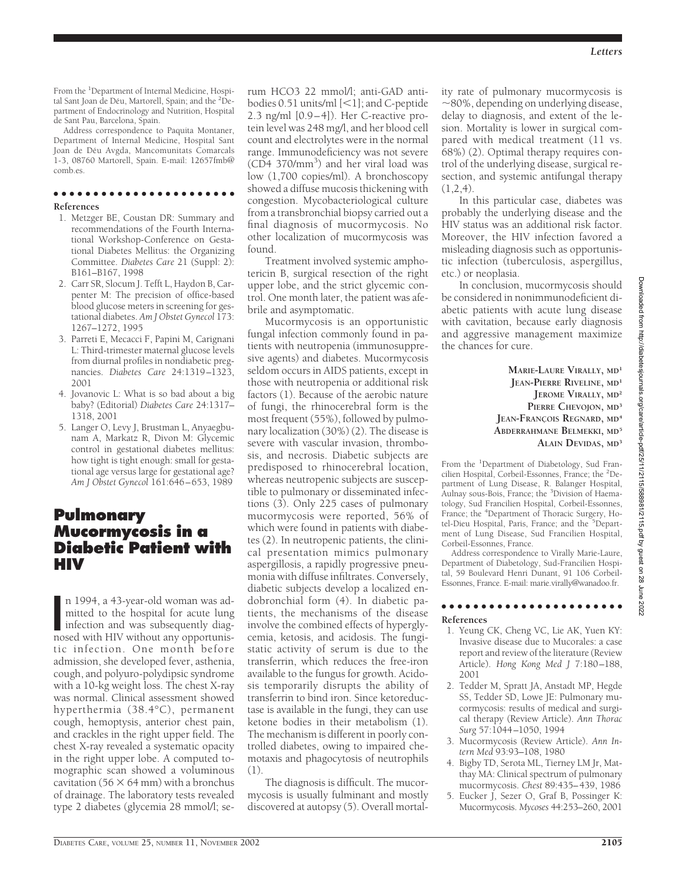From the [1]Department of Internal Medicine, Hospital Sant Joan de Déu, Martorell, Spain; and the [2]Department of Endocrinology and Nutrition, Hospital de Sant Pau, Barcelona, Spain.

Address correspondence to Paquita Montaner, Department of Internal Medicine, Hospital Sant Joan de Déu Avgda, Mancomunitats Comarcals 1-3, 08760 Martorell, Spain. E-mail: 12657fmb@comb.es.

**References**

1. Metzger BE, Coustan DR: Summary and recommendations of the Fourth International Workshop-Conference on Gestational Diabetes Mellitus: the Organizing Committee. *Diabetes Care* 21 (Suppl: 2): B161–B167, 1998
2. Carr SR, Slocum J. Tefft L, Haydon B, Carpenter M: The precision of office-based blood glucose meters in screening for gestational diabetes. *Am J Obstet Gynecol* 173: 1267–1272, 1995
3. Parreti E, Mecacci F, Papini M, Carignani L: Third-trimester maternal glucose levels from diurnal profiles in nondiabetic pregnancies. *Diabetes Care* 24:1319–1323, 2001
4. Jovanovic L: What is so bad about a big baby? (Editorial) *Diabetes Care* 24:1317–1318, 2001
5. Langer O, Levy J, Brustman L, Anyaegbunam A, Markatz R, Divon M: Glycemic control in gestational diabetes mellitus: how tight is tight enough: small for gestational age versus large for gestational age? *Am J Obstet Gynecol* 161:646–653, 1989

# Pulmonary Mucormycosis in a Diabetic Patient with HIV

In 1994, a 43-year-old woman was admitted to the hospital for acute lung infection and was subsequently diagnosed with HIV without any opportunistic infection. One month before admission, she developed fever, asthenia, cough, and polyuro-polydipsic syndrome with a 10-kg weight loss. The chest X-ray was normal. Clinical assessment showed hyperthermia (38.4°C), permanent cough, hemoptysis, anterior chest pain, and crackles in the right upper field. The chest X-ray revealed a systematic opacity in the right upper lobe. A computed tomographic scan showed a voluminous cavitation ($56 \times 64$ mm) with a bronchus of drainage. The laboratory tests revealed type 2 diabetes (glycemia 28 mmol/l; serum $HCO_3$ 22 mmol/l; anti-GAD antibodies 0.51 units/ml [<1]; and C-peptide 2.3 ng/ml [0.9–4]). Her C-reactive protein level was 248 mg/l, and her blood cell count and electrolytes were in the normal range. Immunodeficiency was not severe (CD4 370/$mm^3$) and her viral load was low (1,700 copies/ml). A bronchoscopy showed a diffuse mucosis thickening with congestion. Mycobacteriological culture from a transbronchial biopsy carried out a final diagnosis of mucormycosis. No other localization of mucormycosis was found.

Treatment involved systemic amphotericin B, surgical resection of the right upper lobe, and the strict glycemic control. One month later, the patient was afebrile and asymptomatic.

Mucormycosis is an opportunistic fungal infection commonly found in patients with neutropenia (immunosuppressive agents) and diabetes. Mucormycosis seldom occurs in AIDS patients, except in those with neutropenia or additional risk factors (1). Because of the aerobic nature of fungi, the rhinocerebral form is the most frequent (55%), followed by pulmonary localization (30%) (2). The disease is severe with vascular invasion, thrombosis, and necrosis. Diabetic subjects are predisposed to rhinocerebral location, whereas neutropenic subjects are susceptible to pulmonary or disseminated infections (3). Only 225 cases of pulmonary mucormycosis were reported, 56% of which were found in patients with diabetes (2). In neutropenic patients, the clinical presentation mimics pulmonary aspergillosis, a rapidly progressive pneumonia with diffuse infiltrates. Conversely, diabetic subjects develop a localized endobronchial form (4). In diabetic patients, the mechanisms of the disease involve the combined effects of hyperglycemia, ketosis, and acidosis. The fungistatic activity of serum is due to the transferrin, which reduces the free-iron available to the fungus for growth. Acidosis temporarily disrupts the ability of transferrin to bind iron. Since ketoreductase is available in the fungi, they can use ketone bodies in their metabolism (1). The mechanism is different in poorly controlled diabetes, owing to impaired chemotaxis and phagocytosis of neutrophils (1).

The diagnosis is difficult. The mucormycosis is usually fulminant and mostly discovered at autopsy (5). Overall mortality rate of pulmonary mucormycosis is ~80%, depending on underlying disease, delay to diagnosis, and extent of the lesion. Mortality is lower in surgical compared with medical treatment (11 vs. 68%) (2). Optimal therapy requires control of the underlying disease, surgical resection, and systemic antifungal therapy (1,2,4).

In this particular case, diabetes was probably the underlying disease and the HIV status was an additional risk factor. Moreover, the HIV infection favored a misleading diagnosis such as opportunistic infection (tuberculosis, aspergillus, etc.) or neoplasia.

In conclusion, mucormycosis should be considered in nonimmunodeficient diabetic patients with acute lung disease with cavitation, because early diagnosis and aggressive management maximize the chances for cure.

**Marie-Laure Virally, MD[1]**
**Jean-Pierre Riveline, MD[1]**
**Jerome Virally, MD[2]**
**Pierre Chevojon, MD[3]**
**Jean-François Regnard, MD[4]**
**Abderrahmane Belmekki, MD[5]**
**Alain Devidas, MD[3]**

From the [1]Department of Diabetology, Sud Francilien Hospital, Corbeil-Essonnes, France; the [2]Department of Lung Disease, R. Balanger Hospital, Aulnay sous-Bois, France; the [3]Division of Haematology, Sud Francilien Hospital, Corbeil-Essonnes, France; the [4]Department of Thoracic Surgery, Hotel-Dieu Hospital, Paris, France; and the [5]Department of Lung Disease, Sud Francilien Hospital, Corbeil-Essonnes, France.

Address correspondence to Virally Marie-Laure, Department of Diabetology, Sud-Francilien Hospital, 59 Boulevard Henri Dunant, 91 106 Corbeil-Essonnes, France. E-mail: marie.virally@wanadoo.fr.

**References**

1. Yeung CK, Cheng VC, Lie AK, Yuen KY: Invasive disease due to Mucorales: a case report and review of the literature (Review Article). *Hong Kong Med J* 7:180–188, 2001
2. Tedder M, Spratt JA, Anstadt MP, Hegde SS, Tedder SD, Lowe JE: Pulmonary mucormycosis: results of medical and surgical therapy (Review Article). *Ann Thorac Surg* 57:1044–1050, 1994
3. Mucormycosis (Review Article). *Ann Intern Med* 93:93–108, 1980
4. Bigby TD, Serota ML, Tierney LM Jr, Matthay MA: Clinical spectrum of pulmonary mucormycosis. *Chest* 89:435–439, 1986
5. Eucker J, Sezer O, Graf B, Possinger K: Mucormycosis. *Mycoses* 44:253–260, 2001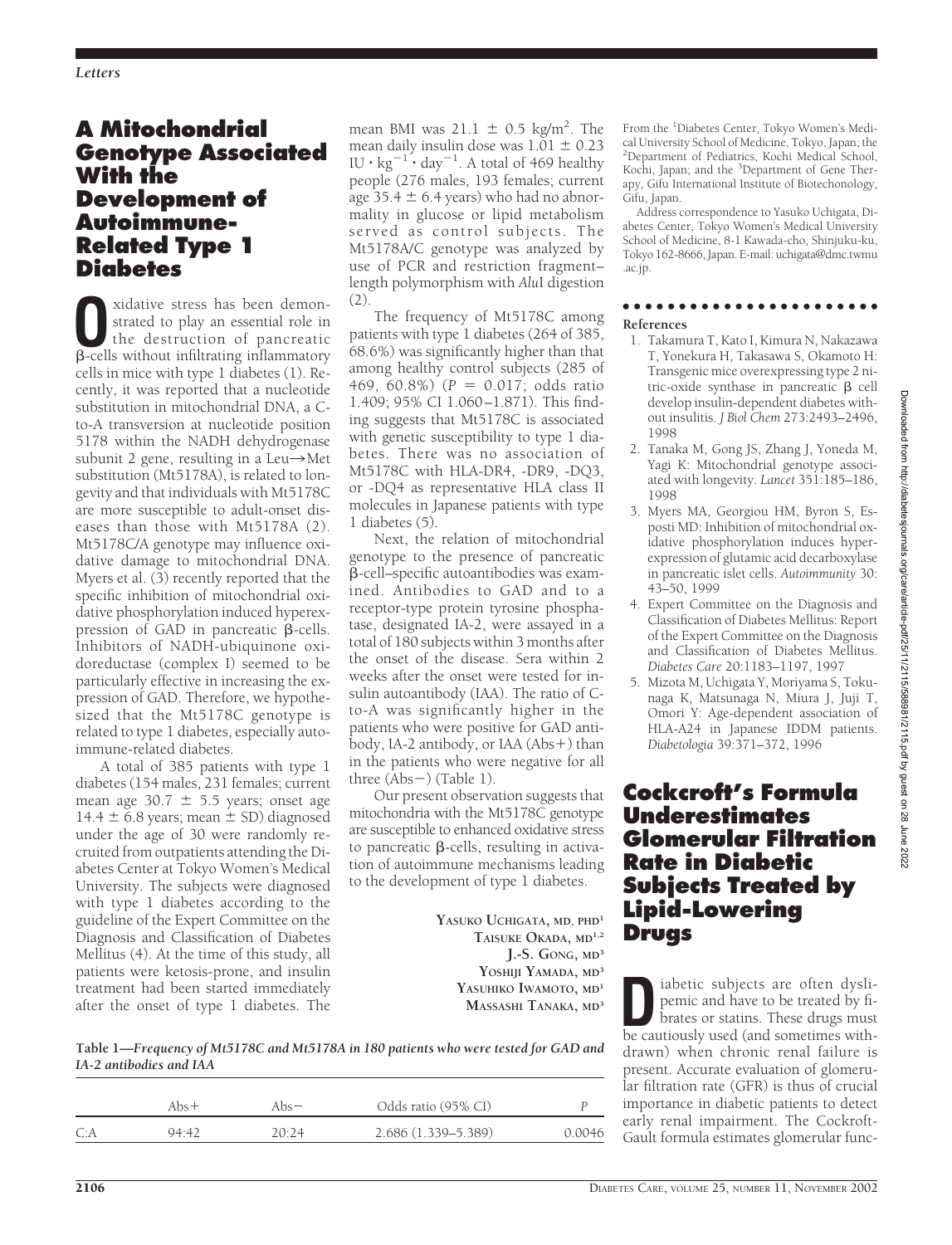# A Mitochondrial Genotype Associated With the Development of Autoimmune-Related Type 1 Diabetes

Oxidative stress has been demonstrated to play an essential role in the destruction of pancreatic β-cells without infiltrating inflammatory cells in mice with type 1 diabetes (1). Recently, it was reported that a nucleotide substitution in mitochondrial DNA, a C-to-A transversion at nucleotide position 5178 within the NADH dehydrogenase subunit 2 gene, resulting in a Leu→Met substitution (Mt5178A), is related to longevity and that individuals with Mt5178C are more susceptible to adult-onset diseases than those with Mt5178A (2). Mt5178C/A genotype may influence oxidative damage to mitochondrial DNA. Myers et al. (3) recently reported that the specific inhibition of mitochondrial oxidative phosphorylation induced hyperexpression of GAD in pancreatic β-cells. Inhibitors of NADH-ubiquinone oxidoreductase (complex I) seemed to be particularly effective in increasing the expression of GAD. Therefore, we hypothesized that the Mt5178C genotype is related to type 1 diabetes, especially autoimmune-related diabetes.

A total of 385 patients with type 1 diabetes (154 males, 231 females; current mean age 30.7 ± 5.5 years; onset age 14.4 ± 6.8 years; mean ± SD) diagnosed under the age of 30 were randomly recruited from outpatients attending the Diabetes Center at Tokyo Women's Medical University. The subjects were diagnosed with type 1 diabetes according to the guideline of the Expert Committee on the Diagnosis and Classification of Diabetes Mellitus (4). At the time of this study, all patients were ketosis-prone, and insulin treatment had been started immediately after the onset of type 1 diabetes. The mean BMI was 21.1 ± 0.5 kg/m$^2$. The mean daily insulin dose was 1.01 ± 0.23 IU · kg$^{-1}$ · day$^{-1}$. A total of 469 healthy people (276 males, 193 females; current age 35.4 ± 6.4 years) who had no abnormality in glucose or lipid metabolism served as control subjects. The Mt5178A/C genotype was analyzed by use of PCR and restriction fragment–length polymorphism with *Alu*I digestion (2).

The frequency of Mt5178C among patients with type 1 diabetes (264 of 385, 68.6%) was significantly higher than that among healthy control subjects (285 of 469, 60.8%) ($P$ = 0.017; odds ratio 1.409; 95% CI 1.060–1.871). This finding suggests that Mt5178C is associated with genetic susceptibility to type 1 diabetes. There was no association of Mt5178C with HLA-DR4, -DR9, -DQ3, or -DQ4 as representative HLA class II molecules in Japanese patients with type 1 diabetes (5).

Next, the relation of mitochondrial genotype to the presence of pancreatic β-cell–specific autoantibodies was examined. Antibodies to GAD and to a receptor-type protein tyrosine phosphatase, designated IA-2, were assayed in a total of 180 subjects within 3 months after the onset of the disease. Sera within 2 weeks after the onset were tested for insulin autoantibody (IAA). The ratio of C-to-A was significantly higher in the patients who were positive for GAD antibody, IA-2 antibody, or IAA (Abs+) than in the patients who were negative for all three (Abs−) (Table 1).

Our present observation suggests that mitochondria with the Mt5178C genotype are susceptible to enhanced oxidative stress to pancreatic β-cells, resulting in activation of autoimmune mechanisms leading to the development of type 1 diabetes.

**Yasuko Uchigata, md, phd**[1]
**Taisuke Okada, md**[1,2]
**J.-S. Gong, md**[3]
**Yoshiji Yamada, md**[3]
**Yasuhiko Iwamoto, md**[1]
**Massashi Tanaka, md**[3]

**Table 1—*Frequency of Mt5178C and Mt5178A in 180 patients who were tested for GAD and IA-2 antibodies and IAA***

| | Abs+ | Abs− | Odds ratio (95% CI) | $P$ |
|---|---|---|---|---|
| C:A | 94:42 | 20:24 | 2.686 (1.339–5.389) | 0.0046 |

From the [1]Diabetes Center, Tokyo Women's Medical University School of Medicine, Tokyo, Japan; the [2]Department of Pediatrics, Kochi Medical School, Kochi, Japan; and the [3]Department of Gene Therapy, Gifu International Institute of Biotechonology, Gifu, Japan.

Address correspondence to Yasuko Uchigata, Diabetes Center, Tokyo Women's Medical University School of Medicine, 8-1 Kawada-cho, Shinjuku-ku, Tokyo 162-8666, Japan. E-mail: uchigata@dmc.twmu.ac.jp.

**References**

1. Takamura T, Kato I, Kimura N, Nakazawa T, Yonekura H, Takasawa S, Okamoto H: Transgenic mice overexpressing type 2 nitric-oxide synthase in pancreatic β cell develop insulin-dependent diabetes without insulitis. *J Biol Chem* 273:2493–2496, 1998
2. Tanaka M, Gong JS, Zhang J, Yoneda M, Yagi K: Mitochondrial genotype associated with longevity. *Lancet* 351:185–186, 1998
3. Myers MA, Georgiou HM, Byron S, Esposti MD: Inhibition of mitochondrial oxidative phosphorylation induces hyperexpression of glutamic acid decarboxylase in pancreatic islet cells. *Autoimmunity* 30: 43–50, 1999
4. Expert Committee on the Diagnosis and Classification of Diabetes Mellitus: Report of the Expert Committee on the Diagnosis and Classification of Diabetes Mellitus. *Diabetes Care* 20:1183–1197, 1997
5. Mizota M, Uchigata Y, Moriyama S, Tokunaga K, Matsunaga N, Miura J, Juji T, Omori Y: Age-dependent association of HLA-A24 in Japanese IDDM patients. *Diabetologia* 39:371–372, 1996

# Cockcroft's Formula Underestimates Glomerular Filtration Rate in Diabetic Subjects Treated by Lipid-Lowering Drugs

Diabetic subjects are often dyslipemic and have to be treated by fibrates or statins. These drugs must be cautiously used (and sometimes withdrawn) when chronic renal failure is present. Accurate evaluation of glomerular filtration rate (GFR) is thus of crucial importance in diabetic patients to detect early renal impairment. The Cockcroft-Gault formula estimates glomerular func-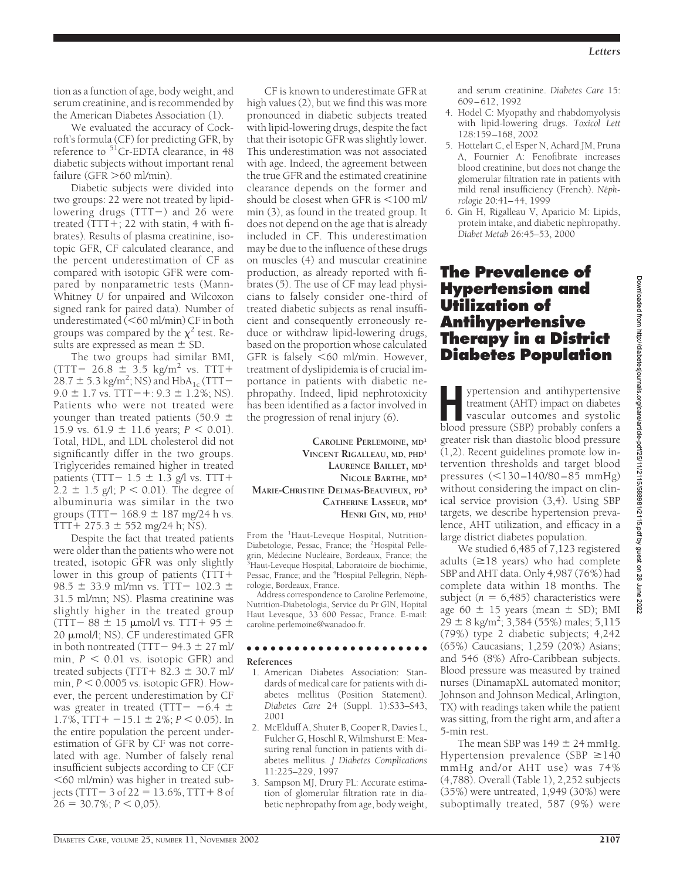tion as a function of age, body weight, and serum creatinine, and is recommended by the American Diabetes Association (1).

We evaluated the accuracy of Cockroft's formula (CF) for predicting GFR, by reference to $^{51}$Cr-EDTA clearance, in 48 diabetic subjects without important renal failure (GFR >60 ml/min).

Diabetic subjects were divided into two groups: 22 were not treated by lipid-lowering drugs (TTT−) and 26 were treated (TTT+; 22 with statin, 4 with fibrates). Results of plasma creatinine, isotopic GFR, CF calculated clearance, and the percent underestimation of CF as compared with isotopic GFR were compared by nonparametric tests (Mann-Whitney *U* for unpaired and Wilcoxon signed rank for paired data). Number of underestimated (<60 ml/min) CF in both groups was compared by the $\chi^2$ test. Results are expressed as mean ± SD.

The two groups had similar BMI, (TTT− 26.8 ± 3.5 kg/m$^2$ vs. TTT+ 28.7 ± 5.3 kg/m$^2$; NS) and $HbA_{1c}$ (TTT− 9.0 ± 1.7 vs. TTT−+: 9.3 ± 1.2%; NS). Patients who were not treated were younger than treated patients (50.9 ± 15.9 vs. 61.9 ± 11.6 years; $P < 0.01$). Total, HDL, and LDL cholesterol did not significantly differ in the two groups. Triglycerides remained higher in treated patients (TTT− 1.5 ± 1.3 g/l vs. TTT+ 2.2 ± 1.5 g/l; $P < 0.01$). The degree of albuminuria was similar in the two groups (TTT− 168.9 ± 187 mg/24 h vs. TTT+ 275.3 ± 552 mg/24 h; NS).

Despite the fact that treated patients were older than the patients who were not treated, isotopic GFR was only slightly lower in this group of patients (TTT+ 98.5 ± 33.9 ml/mn vs. TTT− 102.3 ± 31.5 ml/mn; NS). Plasma creatinine was slightly higher in the treated group (TTT− 88 ± 15 μmol/l vs. TTT+ 95 ± 20 μmol/l; NS). CF underestimated GFR in both nontreated (TTT− 94.3 ± 27 ml/min, $P < 0.01$ vs. isotopic GFR) and treated subjects (TTT+ 82.3 ± 30.7 ml/min, $P < 0.0005$ vs. isotopic GFR). However, the percent underestimation by CF was greater in treated (TTT− −6.4 ± 1.7%, TTT+ −15.1 ± 2%; $P < 0.05$). In the entire population the percent underestimation of GFR by CF was not correlated with age. Number of falsely renal insufficient subjects according to CF (CF <60 ml/min) was higher in treated subjects (TTT− 3 of 22 = 13.6%, TTT+ 8 of 26 = 30.7%; $P < 0{,}05$).

CF is known to underestimate GFR at high values (2), but we find this was more pronounced in diabetic subjects treated with lipid-lowering drugs, despite the fact that their isotopic GFR was slightly lower. This underestimation was not associated with age. Indeed, the agreement between the true GFR and the estimated creatinine clearance depends on the former and should be closest when GFR is <100 ml/min (3), as found in the treated group. It does not depend on the age that is already included in CF. This underestimation may be due to the influence of these drugs on muscles (4) and muscular creatinine production, as already reported with fibrates (5). The use of CF may lead physicians to falsely consider one-third of treated diabetic subjects as renal insufficient and consequently erroneously reduce or withdraw lipid-lowering drugs, based on the proportion whose calculated GFR is falsely <60 ml/min. However, treatment of dyslipidemia is of crucial importance in patients with diabetic nephropathy. Indeed, lipid nephrotoxicity has been identified as a factor involved in the progression of renal injury (6).

**CAROLINE PERLEMOINE, MD[1]**
**VINCENT RIGALLEAU, MD, PHD[1]**
**LAURENCE BAILLET, MD[1]**
**NICOLE BARTHE, MD[2]**
**MARIE-CHRISTINE DELMAS-BEAUVIEUX, PD[3]**
**CATHERINE LASSEUR, MD[4]**
**HENRI GIN, MD, PHD[1]**

From the [1]Haut-Leveque Hospital, Nutrition-Diabetologie, Pessac, France; the [2]Hospital Pellegrin, Médecine Nucléaire, Bordeaux, France; the [3]Haut-Leveque Hospital, Laboratoire de biochimie, Pessac, France; and the [4]Hospital Pellegrin, Néphrologie, Bordeaux, France.

Address correspondence to Caroline Perlemoine, Nutrition-Diabetologia, Service du Pr GIN, Hopital Haut Levesque, 33 600 Pessac, France. E-mail: caroline.perlemoine@wanadoo.fr.

**References**

1. American Diabetes Association: Standards of medical care for patients with diabetes mellitus (Position Statement). *Diabetes Care* 24 (Suppl. 1):S33–S43, 2001
2. McElduff A, Shuter B, Cooper R, Davies L, Fulcher G, Hoschl R, Wilmshurst E: Measuring renal function in patients with diabetes mellitus. *J Diabetes Complications* 11:225–229, 1997
3. Sampson MJ, Drury PL: Accurate estimation of glomerular filtration rate in diabetic nephropathy from age, body weight, and serum creatinine. *Diabetes Care* 15: 609–612, 1992
4. Hodel C: Myopathy and rhabdomyolysis with lipid-lowering drugs. *Toxicol Lett* 128:159–168, 2002
5. Hottelart C, el Esper N, Achard JM, Pruna A, Fournier A: Fenofibrate increases blood creatinine, but does not change the glomerular filtration rate in patients with mild renal insufficiency (French). *Néphrologie* 20:41–44, 1999
6. Gin H, Rigalleau V, Aparicio M: Lipids, protein intake, and diabetic nephropathy. *Diabet Metab* 26:45–53, 2000

# The Prevalence of Hypertension and Utilization of Antihypertensive Therapy in a District Diabetes Population

Hypertension and antihypertensive treatment (AHT) impact on diabetes vascular outcomes and systolic blood pressure (SBP) probably confers a greater risk than diastolic blood pressure (1,2). Recent guidelines promote low intervention thresholds and target blood pressures (<130–140/80–85 mmHg) without considering the impact on clinical service provision (3,4). Using SBP targets, we describe hypertension prevalence, AHT utilization, and efficacy in a large district diabetes population.

We studied 6,485 of 7,123 registered adults (≥18 years) who had complete SBP and AHT data. Only 4,987 (76%) had complete data within 18 months. The subject ($n$ = 6,485) characteristics were age 60 ± 15 years (mean ± SD); BMI 29 ± 8 kg/m$^2$; 3,584 (55%) males; 5,115 (79%) type 2 diabetic subjects; 4,242 (65%) Caucasians; 1,259 (20%) Asians; and 546 (8%) Afro-Caribbean subjects. Blood pressure was measured by trained nurses (DinamapXL automated monitor; Johnson and Johnson Medical, Arlington, TX) with readings taken while the patient was sitting, from the right arm, and after a 5-min rest.

The mean SBP was 149 ± 24 mmHg. Hypertension prevalence (SBP ≥140 mmHg and/or AHT use) was 74% (4,788). Overall (Table 1), 2,252 subjects (35%) were untreated, 1,949 (30%) were suboptimally treated, 587 (9%) were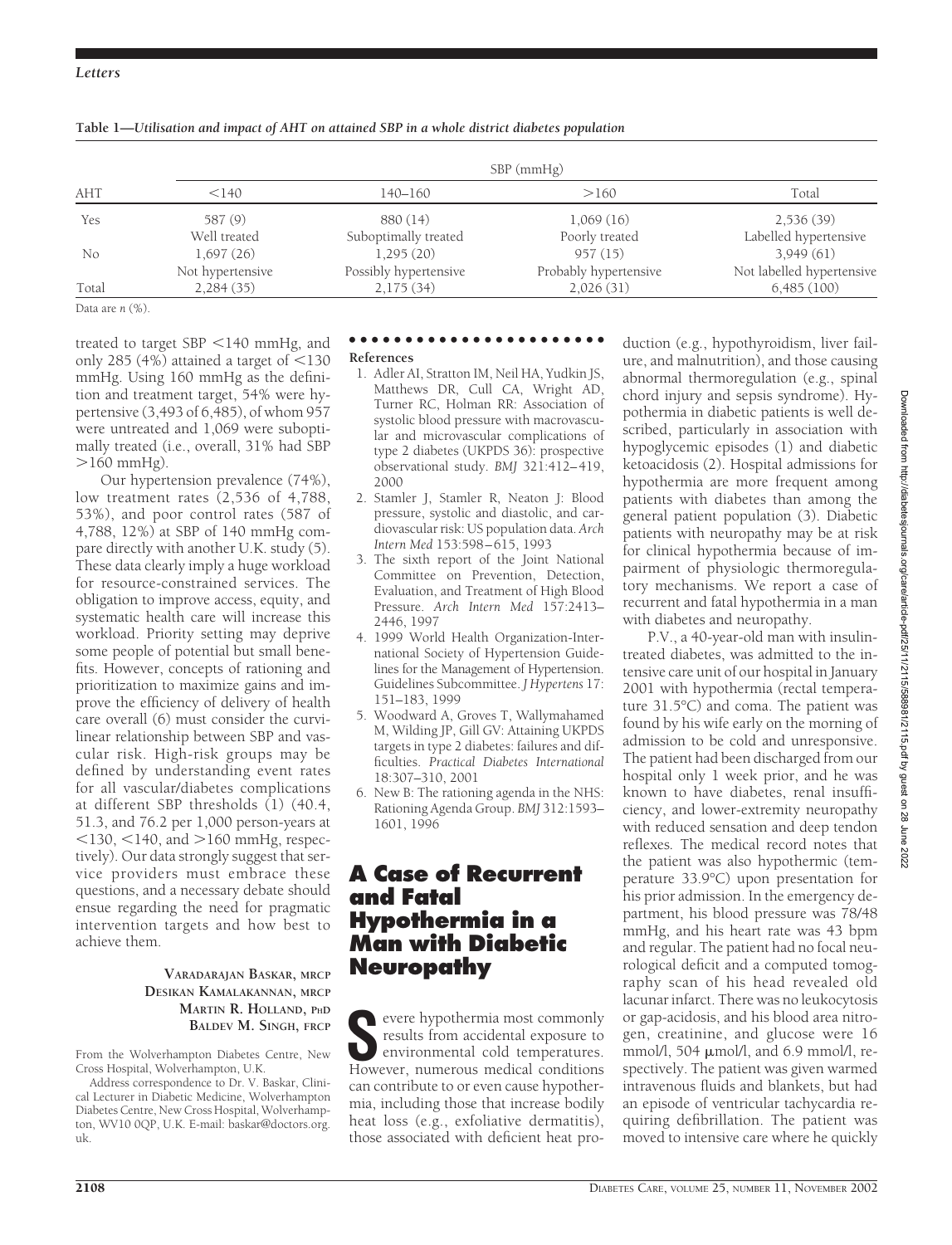**Table 1—Utilisation and impact of AHT on attained SBP in a whole district diabetes population**

| AHT | SBP (mmHg) | | | |
|---|---|---|---|---|
| | <140 | 140–160 | >160 | Total |
| Yes | 587 (9) | 880 (14) | 1,069 (16) | 2,536 (39) |
| | Well treated | Suboptimally treated | Poorly treated | Labelled hypertensive |
| No | 1,697 (26) | 1,295 (20) | 957 (15) | 3,949 (61) |
| | Not hypertensive | Possibly hypertensive | Probably hypertensive | Not labelled hypertensive |
| Total | 2,284 (35) | 2,175 (34) | 2,026 (31) | 6,485 (100) |

Data are *n* (%).

treated to target SBP <140 mmHg, and only 285 (4%) attained a target of <130 mmHg. Using 160 mmHg as the definition and treatment target, 54% were hypertensive (3,493 of 6,485), of whom 957 were untreated and 1,069 were suboptimally treated (i.e., overall, 31% had SBP >160 mmHg).

Our hypertension prevalence (74%), low treatment rates (2,536 of 4,788, 53%), and poor control rates (587 of 4,788, 12%) at SBP of 140 mmHg compare directly with another U.K. study (5). These data clearly imply a huge workload for resource-constrained services. The obligation to improve access, equity, and systematic health care will increase this workload. Priority setting may deprive some people of potential but small benefits. However, concepts of rationing and prioritization to maximize gains and improve the efficiency of delivery of health care overall (6) must consider the curvilinear relationship between SBP and vascular risk. High-risk groups may be defined by understanding event rates for all vascular/diabetes complications at different SBP thresholds (1) (40.4, 51.3, and 76.2 per 1,000 person-years at <130, <140, and >160 mmHg, respectively). Our data strongly suggest that service providers must embrace these questions, and a necessary debate should ensue regarding the need for pragmatic intervention targets and how best to achieve them.

**VARADARAJAN BASKAR, MRCP**
**DESIKAN KAMALAKANNAN, MRCP**
**MARTIN R. HOLLAND, PHD**
**BALDEV M. SINGH, FRCP**

From the Wolverhampton Diabetes Centre, New Cross Hospital, Wolverhampton, U.K.

Address correspondence to Dr. V. Baskar, Clinical Lecturer in Diabetic Medicine, Wolverhampton Diabetes Centre, New Cross Hospital, Wolverhampton, WV10 0QP, U.K. E-mail: baskar@doctors.org.uk.

**References**

1. Adler AI, Stratton IM, Neil HA, Yudkin JS, Matthews DR, Cull CA, Wright AD, Turner RC, Holman RR: Association of systolic blood pressure with macrovascular and microvascular complications of type 2 diabetes (UKPDS 36): prospective observational study. *BMJ* 321:412–419, 2000
2. Stamler J, Stamler R, Neaton J: Blood pressure, systolic and diastolic, and cardiovascular risk: US population data. *Arch Intern Med* 153:598–615, 1993
3. The sixth report of the Joint National Committee on Prevention, Detection, Evaluation, and Treatment of High Blood Pressure. *Arch Intern Med* 157:2413–2446, 1997
4. 1999 World Health Organization-International Society of Hypertension Guidelines for the Management of Hypertension. Guidelines Subcommittee. *J Hypertens* 17:151–183, 1999
5. Woodward A, Groves T, Wallymahamed M, Wilding JP, Gill GV: Attaining UKPDS targets in type 2 diabetes: failures and difficulties. *Practical Diabetes International* 18:307–310, 2001
6. New B: The rationing agenda in the NHS: Rationing Agenda Group. *BMJ* 312:1593–1601, 1996

# A Case of Recurrent and Fatal Hypothermia in a Man with Diabetic Neuropathy

Severe hypothermia most commonly results from accidental exposure to environmental cold temperatures. However, numerous medical conditions can contribute to or even cause hypothermia, including those that increase bodily heat loss (e.g., exfoliative dermatitis), those associated with deficient heat production (e.g., hypothyroidism, liver failure, and malnutrition), and those causing abnormal thermoregulation (e.g., spinal chord injury and sepsis syndrome). Hypothermia in diabetic patients is well described, particularly in association with hypoglycemic episodes (1) and diabetic ketoacidosis (2). Hospital admissions for hypothermia are more frequent among patients with diabetes than among the general patient population (3). Diabetic patients with neuropathy may be at risk for clinical hypothermia because of impairment of physiologic thermoregulatory mechanisms. We report a case of recurrent and fatal hypothermia in a man with diabetes and neuropathy.

P.V., a 40-year-old man with insulin-treated diabetes, was admitted to the intensive care unit of our hospital in January 2001 with hypothermia (rectal temperature 31.5°C) and coma. The patient was found by his wife early on the morning of admission to be cold and unresponsive. The patient had been discharged from our hospital only 1 week prior, and he was known to have diabetes, renal insufficiency, and lower-extremity neuropathy with reduced sensation and deep tendon reflexes. The medical record notes that the patient was also hypothermic (temperature 33.9°C) upon presentation for his prior admission. In the emergency department, his blood pressure was 78/48 mmHg, and his heart rate was 43 bpm and regular. The patient had no focal neurological deficit and a computed tomography scan of his head revealed old lacunar infarct. There was no leukocytosis or gap-acidosis, and his blood area nitrogen, creatinine, and glucose were 16 mmol/l, 504 μmol/l, and 6.9 mmol/l, respectively. The patient was given warmed intravenous fluids and blankets, but had an episode of ventricular tachycardia requiring defibrillation. The patient was moved to intensive care where he quickly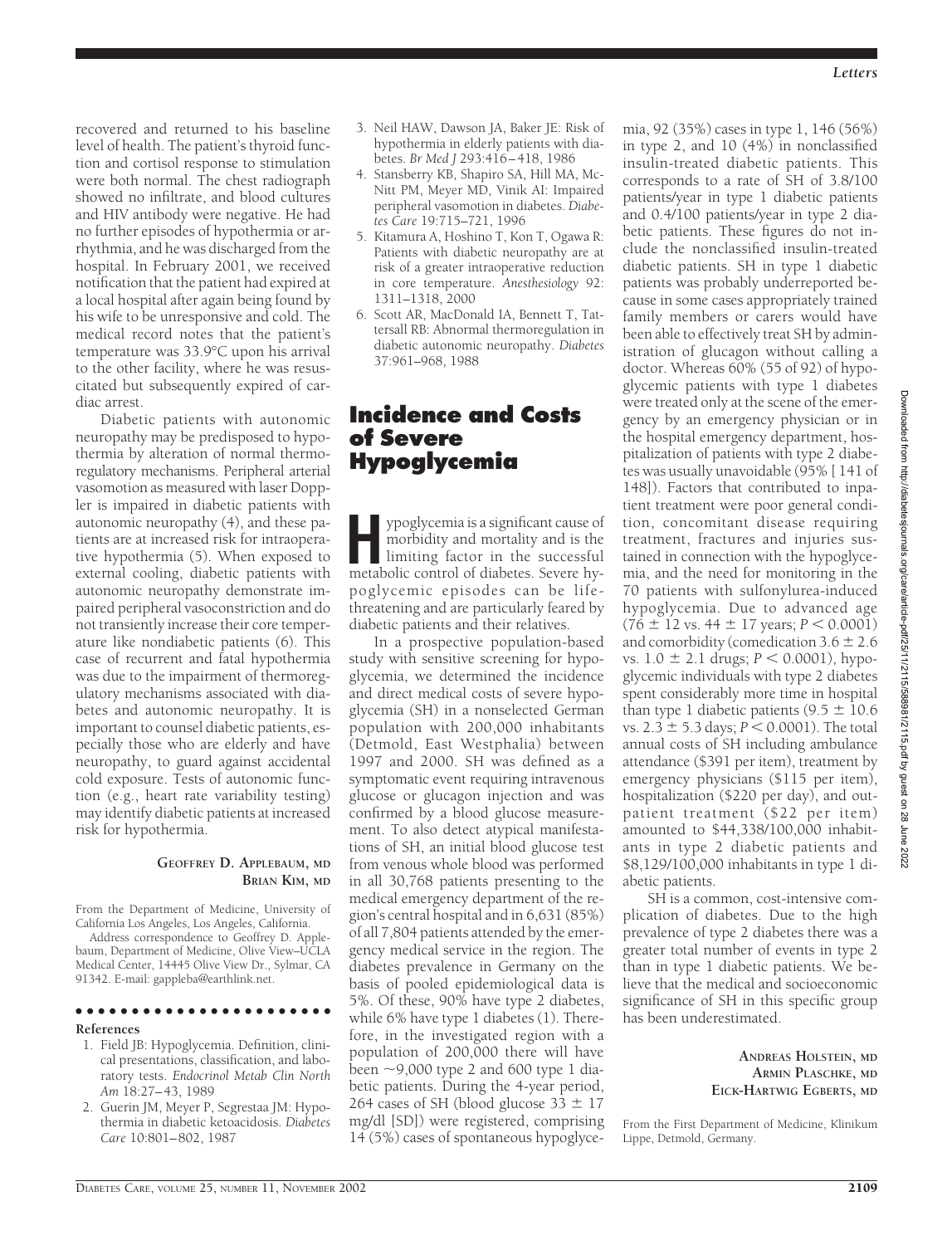recovered and returned to his baseline level of health. The patient's thyroid function and cortisol response to stimulation were both normal. The chest radiograph showed no infiltrate, and blood cultures and HIV antibody were negative. He had no further episodes of hypothermia or arrhythmia, and he was discharged from the hospital. In February 2001, we received notification that the patient had expired at a local hospital after again being found by his wife to be unresponsive and cold. The medical record notes that the patient's temperature was 33.9°C upon his arrival to the other facility, where he was resuscitated but subsequently expired of cardiac arrest.

Diabetic patients with autonomic neuropathy may be predisposed to hypothermia by alteration of normal thermoregulatory mechanisms. Peripheral arterial vasomotion as measured with laser Doppler is impaired in diabetic patients with autonomic neuropathy (4), and these patients are at increased risk for intraoperative hypothermia (5). When exposed to external cooling, diabetic patients with autonomic neuropathy demonstrate impaired peripheral vasoconstriction and do not transiently increase their core temperature like nondiabetic patients (6). This case of recurrent and fatal hypothermia was due to the impairment of thermoregulatory mechanisms associated with diabetes and autonomic neuropathy. It is important to counsel diabetic patients, especially those who are elderly and have neuropathy, to guard against accidental cold exposure. Tests of autonomic function (e.g., heart rate variability testing) may identify diabetic patients at increased risk for hypothermia.

**GEOFFREY D. APPLEBAUM, MD**
**BRIAN KIM, MD**

From the Department of Medicine, University of California Los Angeles, Los Angeles, California.

Address correspondence to Geoffrey D. Applebaum, Department of Medicine, Olive View–UCLA Medical Center, 14445 Olive View Dr., Sylmar, CA 91342. E-mail: gappleba@earthlink.net.

**References**

1. Field JB: Hypoglycemia. Definition, clinical presentations, classification, and laboratory tests. *Endocrinol Metab Clin North Am* 18:27–43, 1989
2. Guerin JM, Meyer P, Segrestaa JM: Hypothermia in diabetic ketoacidosis. *Diabetes Care* 10:801–802, 1987
3. Neil HAW, Dawson JA, Baker JE: Risk of hypothermia in elderly patients with diabetes. *Br Med J* 293:416–418, 1986
4. Stansberry KB, Shapiro SA, Hill MA, McNitt PM, Meyer MD, Vinik AI: Impaired peripheral vasomotion in diabetes. *Diabetes Care* 19:715–721, 1996
5. Kitamura A, Hoshino T, Kon T, Ogawa R: Patients with diabetic neuropathy are at risk of a greater intraoperative reduction in core temperature. *Anesthesiology* 92:1311–1318, 2000
6. Scott AR, MacDonald IA, Bennett T, Tattersall RB: Abnormal thermoregulation in diabetic autonomic neuropathy. *Diabetes* 37:961–968, 1988

# Incidence and Costs of Severe Hypoglycemia

Hypoglycemia is a significant cause of morbidity and mortality and is the limiting factor in the successful metabolic control of diabetes. Severe hypoglycemic episodes can be life-threatening and are particularly feared by diabetic patients and their relatives.

In a prospective population-based study with sensitive screening for hypoglycemia, we determined the incidence and direct medical costs of severe hypoglycemia (SH) in a nonselected German population with 200,000 inhabitants (Detmold, East Westphalia) between 1997 and 2000. SH was defined as a symptomatic event requiring intravenous glucose or glucagon injection and was confirmed by a blood glucose measurement. To also detect atypical manifestations of SH, an initial blood glucose test from venous whole blood was performed in all 30,768 patients presenting to the medical emergency department of the region's central hospital and in 6,631 (85%) of all 7,804 patients attended by the emergency medical service in the region. The diabetes prevalence in Germany on the basis of pooled epidemiological data is 5%. Of these, 90% have type 2 diabetes, while 6% have type 1 diabetes (1). Therefore, in the investigated region with a population of 200,000 there will have been ~9,000 type 2 and 600 type 1 diabetic patients. During the 4-year period, 264 cases of SH (blood glucose 33 ± 17 mg/dl [SD]) were registered, comprising 14 (5%) cases of spontaneous hypoglycemia, 92 (35%) cases in type 1, 146 (56%) in type 2, and 10 (4%) in nonclassified insulin-treated diabetic patients. This corresponds to a rate of SH of 3.8/100 patients/year in type 1 diabetic patients and 0.4/100 patients/year in type 2 diabetic patients. These figures do not include the nonclassified insulin-treated diabetic patients. SH in type 1 diabetic patients was probably underreported because in some cases appropriately trained family members or carers would have been able to effectively treat SH by administration of glucagon without calling a doctor. Whereas 60% (55 of 92) of hypoglycemic patients with type 1 diabetes were treated only at the scene of the emergency by an emergency physician or in the hospital emergency department, hospitalization of patients with type 2 diabetes was usually unavoidable (95% [141 of 148]). Factors that contributed to inpatient treatment were poor general condition, concomitant disease requiring treatment, fractures and injuries sustained in connection with the hypoglycemia, and the need for monitoring in the 70 patients with sulfonylurea-induced hypoglycemia. Due to advanced age (76 ± 12 vs. 44 ± 17 years; $P < 0.0001$) and comorbidity (comedication 3.6 ± 2.6 vs. 1.0 ± 2.1 drugs; $P < 0.0001$), hypoglycemic individuals with type 2 diabetes spent considerably more time in hospital than type 1 diabetic patients (9.5 ± 10.6 vs. 2.3 ± 5.3 days; $P < 0.0001$). The total annual costs of SH including ambulance attendance ($391 per item), treatment by emergency physicians ($115 per item), hospitalization ($220 per day), and outpatient treatment ($22 per item) amounted to $44,338/100,000 inhabitants in type 2 diabetic patients and $8,129/100,000 inhabitants in type 1 diabetic patients.

SH is a common, cost-intensive complication of diabetes. Due to the high prevalence of type 2 diabetes there was a greater total number of events in type 2 than in type 1 diabetic patients. We believe that the medical and socioeconomic significance of SH in this specific group has been underestimated.

**ANDREAS HOLSTEIN, MD**
**ARMIN PLASCHKE, MD**
**EICK-HARTWIG EGBERTS, MD**

From the First Department of Medicine, Klinikum Lippe, Detmold, Germany.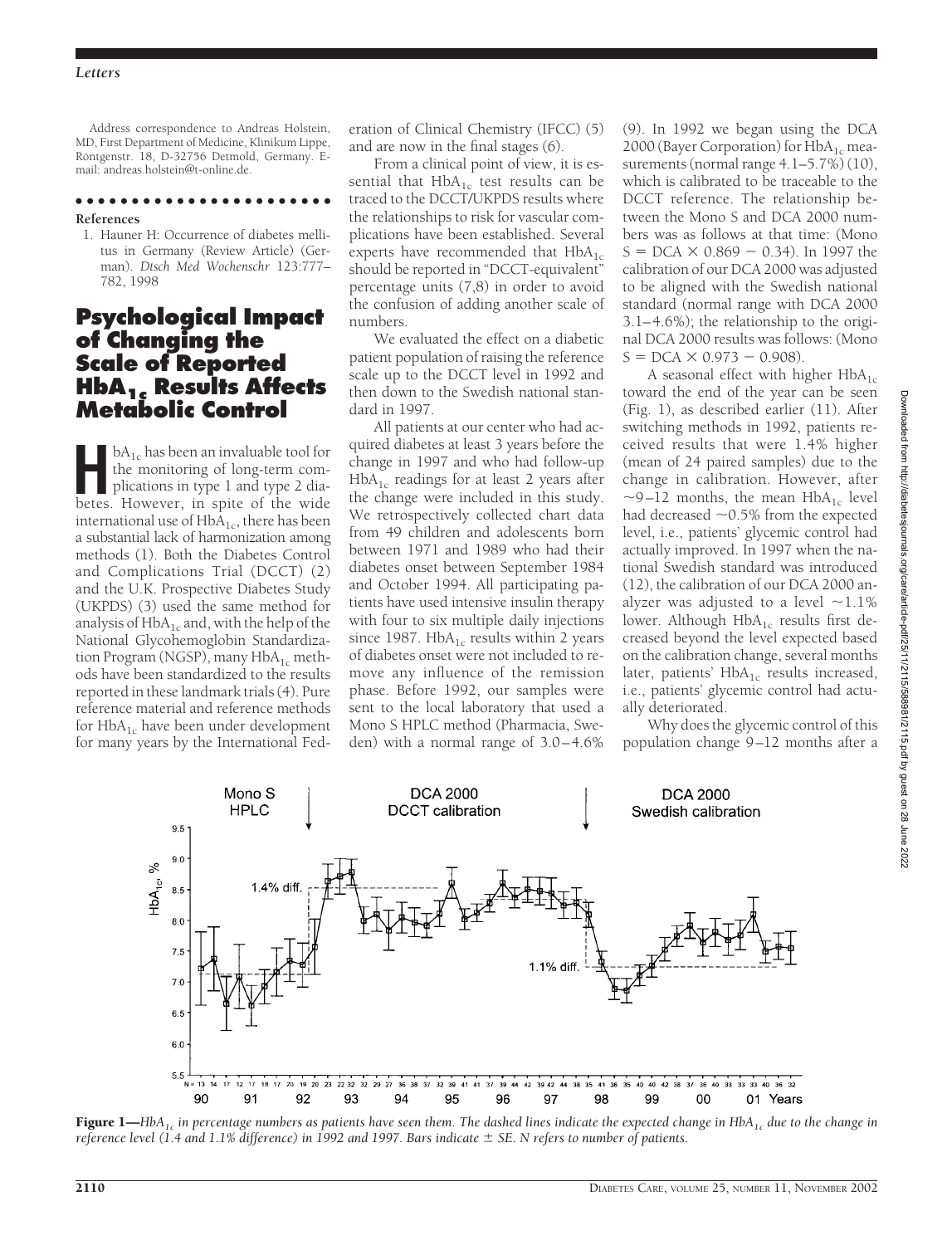Address correspondence to Andreas Holstein, MD, First Department of Medicine, Klinikum Lippe, Röntgenstr. 18, D-32756 Detmold, Germany. E-mail: andreas.holstein@t-online.de.

**References**

1. Hauner H: Occurrence of diabetes mellitus in Germany (Review Article) (German). *Dtsch Med Wochenschr* 123:777–782, 1998

# Psychological Impact of Changing the Scale of Reported $HbA_{1c}$ Results Affects Metabolic Control

$HbA_{1c}$ has been an invaluable tool for the monitoring of long-term complications in type 1 and type 2 diabetes. However, in spite of the wide international use of $HbA_{1c}$, there has been a substantial lack of harmonization among methods (1). Both the Diabetes Control and Complications Trial (DCCT) (2) and the U.K. Prospective Diabetes Study (UKPDS) (3) used the same method for analysis of $HbA_{1c}$ and, with the help of the National Glycohemoglobin Standardization Program (NGSP), many $HbA_{1c}$ methods have been standardized to the results reported in these landmark trials (4). Pure reference material and reference methods for $HbA_{1c}$ have been under development for many years by the International Federation of Clinical Chemistry (IFCC) (5) and are now in the final stages (6).

From a clinical point of view, it is essential that $HbA_{1c}$ test results can be traced to the DCCT/UKPDS results where the relationships to risk for vascular complications have been established. Several experts have recommended that $HbA_{1c}$ should be reported in "DCCT-equivalent" percentage units (7,8) in order to avoid the confusion of adding another scale of numbers.

We evaluated the effect on a diabetic patient population of raising the reference scale up to the DCCT level in 1992 and then down to the Swedish national standard in 1997.

All patients at our center who had acquired diabetes at least 3 years before the change in 1997 and who had follow-up $HbA_{1c}$ readings for at least 2 years after the change were included in this study. We retrospectively collected chart data from 49 children and adolescents born between 1971 and 1989 who had their diabetes onset between September 1984 and October 1994. All participating patients have used intensive insulin therapy with four to six multiple daily injections since 1987. $HbA_{1c}$ results within 2 years of diabetes onset were not included to remove any influence of the remission phase. Before 1992, our samples were sent to the local laboratory that used a Mono S HPLC method (Pharmacia, Sweden) with a normal range of 3.0–4.6% (9). In 1992 we began using the DCA 2000 (Bayer Corporation) for $HbA_{1c}$ measurements (normal range 4.1–5.7%) (10), which is calibrated to be traceable to the DCCT reference. The relationship between the Mono S and DCA 2000 numbers was as follows at that time: (Mono S = DCA $\times$ 0.869 − 0.34). In 1997 the calibration of our DCA 2000 was adjusted to be aligned with the Swedish national standard (normal range with DCA 2000 3.1–4.6%); the relationship to the original DCA 2000 results was follows: (Mono S = DCA $\times$ 0.973 − 0.908).

A seasonal effect with higher $HbA_{1c}$ toward the end of the year can be seen (Fig. 1), as described earlier (11). After switching methods in 1992, patients received results that were 1.4% higher (mean of 24 paired samples) due to the change in calibration. However, after ~9–12 months, the mean $HbA_{1c}$ level had decreased ~0.5% from the expected level, i.e., patients' glycemic control had actually improved. In 1997 when the national Swedish standard was introduced (12), the calibration of our DCA 2000 analyzer was adjusted to a level ~1.1% lower. Although $HbA_{1c}$ results first decreased beyond the level expected based on the calibration change, several months later, patients' $HbA_{1c}$ results increased, i.e., patients' glycemic control had actually deteriorated.

Why does the glycemic control of this population change 9–12 months after a

**Figure 1**—*$HbA_{1c}$ in percentage numbers as patients have seen them. The dashed lines indicate the expected change in $HbA_{1c}$ due to the change in reference level (1.4 and 1.1% difference) in 1992 and 1997. Bars indicate ± SE. N refers to number of patients.*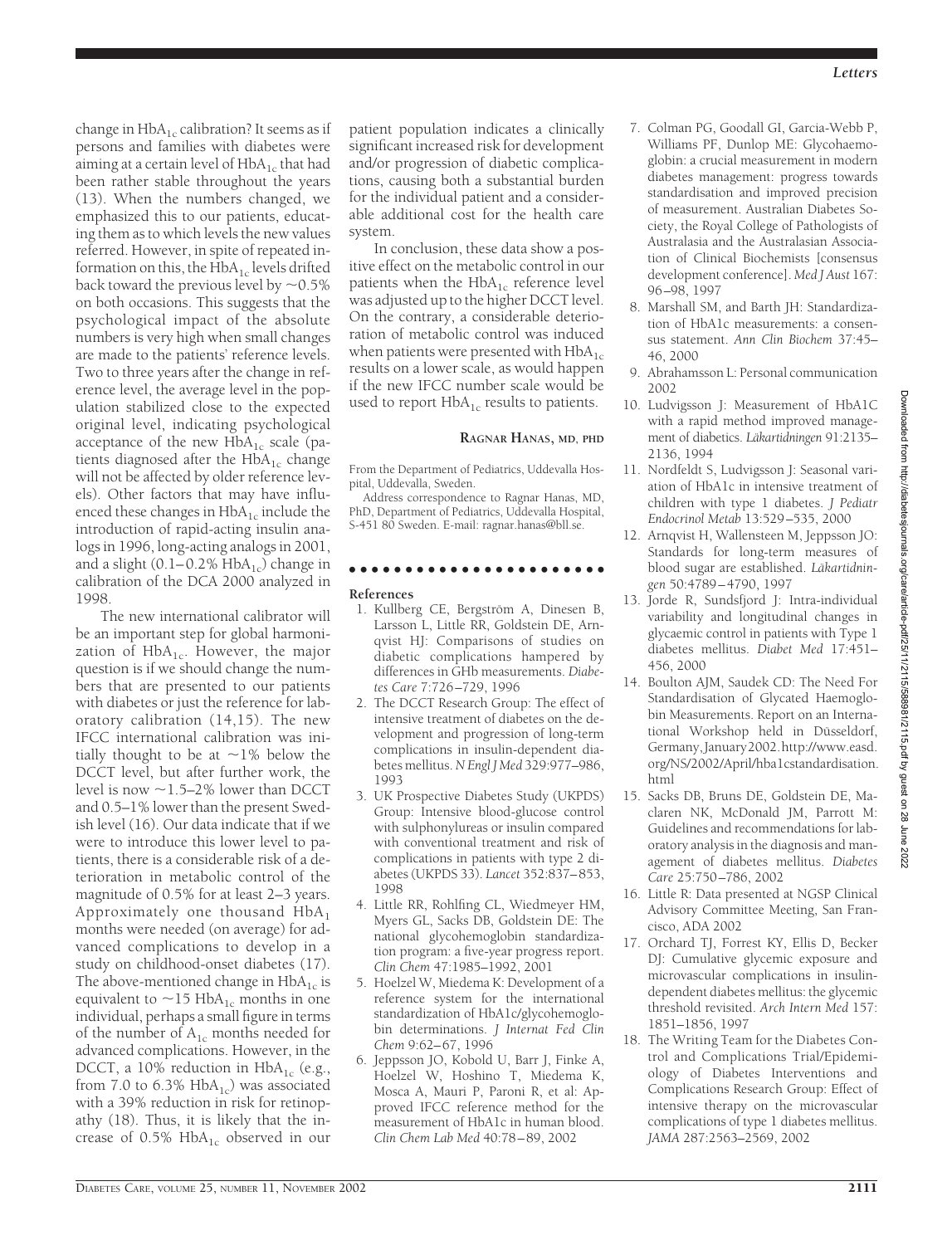change in $HbA_{1c}$ calibration? It seems as if persons and families with diabetes were aiming at a certain level of $HbA_{1c}$ that had been rather stable throughout the years (13). When the numbers changed, we emphasized this to our patients, educating them as to which levels the new values referred. However, in spite of repeated information on this, the $HbA_{1c}$ levels drifted back toward the previous level by ~0.5% on both occasions. This suggests that the psychological impact of the absolute numbers is very high when small changes are made to the patients' reference levels. Two to three years after the change in reference level, the average level in the population stabilized close to the expected original level, indicating psychological acceptance of the new $HbA_{1c}$ scale (patients diagnosed after the $HbA_{1c}$ change will not be affected by older reference levels). Other factors that may have influenced these changes in $HbA_{1c}$ include the introduction of rapid-acting insulin analogs in 1996, long-acting analogs in 2001, and a slight (0.1–0.2% $HbA_{1c}$) change in calibration of the DCA 2000 analyzed in 1998.

The new international calibrator will be an important step for global harmonization of $HbA_{1c}$. However, the major question is if we should change the numbers that are presented to our patients with diabetes or just the reference for laboratory calibration (14,15). The new IFCC international calibration was initially thought to be at ~1% below the DCCT level, but after further work, the level is now ~1.5–2% lower than DCCT and 0.5–1% lower than the present Swedish level (16). Our data indicate that if we were to introduce this lower level to patients, there is a considerable risk of a deterioration in metabolic control of the magnitude of 0.5% for at least 2–3 years. Approximately one thousand $HbA_1$ months were needed (on average) for advanced complications to develop in a study on childhood-onset diabetes (17). The above-mentioned change in $HbA_{1c}$ is equivalent to ~15 $HbA_{1c}$ months in one individual, perhaps a small figure in terms of the number of $A_{1c}$ months needed for advanced complications. However, in the DCCT, a 10% reduction in $HbA_{1c}$ (e.g., from 7.0 to 6.3% $HbA_{1c}$) was associated with a 39% reduction in risk for retinopathy (18). Thus, it is likely that the increase of 0.5% $HbA_{1c}$ observed in our patient population indicates a clinically significant increased risk for development and/or progression of diabetic complications, causing both a substantial burden for the individual patient and a considerable additional cost for the health care system.

In conclusion, these data show a positive effect on the metabolic control in our patients when the $HbA_{1c}$ reference level was adjusted up to the higher DCCT level. On the contrary, a considerable deterioration of metabolic control was induced when patients were presented with $HbA_{1c}$ results on a lower scale, as would happen if the new IFCC number scale would be used to report $HbA_{1c}$ results to patients.

**Ragnar Hanas, md, phd**

From the Department of Pediatrics, Uddevalla Hospital, Uddevalla, Sweden.

Address correspondence to Ragnar Hanas, MD, PhD, Department of Pediatrics, Uddevalla Hospital, S-451 80 Sweden. E-mail: ragnar.hanas@bll.se.

## References

1. Kullberg CE, Bergström A, Dinesen B, Larsson L, Little RR, Goldstein DE, Arnqvist HJ: Comparisons of studies on diabetic complications hampered by differences in GHb measurements. *Diabetes Care* 7:726–729, 1996
2. The DCCT Research Group: The effect of intensive treatment of diabetes on the development and progression of long-term complications in insulin-dependent diabetes mellitus. *N Engl J Med* 329:977–986, 1993
3. UK Prospective Diabetes Study (UKPDS) Group: Intensive blood-glucose control with sulphonylureas or insulin compared with conventional treatment and risk of complications in patients with type 2 diabetes (UKPDS 33). *Lancet* 352:837–853, 1998
4. Little RR, Rohlfing CL, Wiedmeyer HM, Myers GL, Sacks DB, Goldstein DE: The national glycohemoglobin standardization program: a five-year progress report. *Clin Chem* 47:1985–1992, 2001
5. Hoelzel W, Miedema K: Development of a reference system for the international standardization of HbA1c/glycohemoglobin determinations. *J Internat Fed Clin Chem* 9:62–67, 1996
6. Jeppsson JO, Kobold U, Barr J, Finke A, Hoelzel W, Hoshino T, Miedema K, Mosca A, Mauri P, Paroni R, et al: Approved IFCC reference method for the measurement of HbA1c in human blood. *Clin Chem Lab Med* 40:78–89, 2002
7. Colman PG, Goodall GI, Garcia-Webb P, Williams PF, Dunlop ME: Glycohaemoglobin: a crucial measurement in modern diabetes management: progress towards standardisation and improved precision of measurement. Australian Diabetes Society, the Royal College of Pathologists of Australasia and the Australasian Association of Clinical Biochemists [consensus development conference]. *Med J Aust* 167: 96–98, 1997
8. Marshall SM, and Barth JH: Standardization of HbA1c measurements: a consensus statement. *Ann Clin Biochem* 37:45–46, 2000
9. Abrahamsson L: Personal communication 2002
10. Ludvigsson J: Measurement of HbA1C with a rapid method improved management of diabetics. *Läkartidningen* 91:2135–2136, 1994
11. Nordfeldt S, Ludvigsson J: Seasonal variation of HbA1c in intensive treatment of children with type 1 diabetes. *J Pediatr Endocrinol Metab* 13:529–535, 2000
12. Arnqvist H, Wallensteen M, Jeppsson JO: Standards for long-term measures of blood sugar are established. *Läkartidningen* 50:4789–4790, 1997
13. Jorde R, Sundsfjord J: Intra-individual variability and longitudinal changes in glycaemic control in patients with Type 1 diabetes mellitus. *Diabet Med* 17:451–456, 2000
14. Boulton AJM, Saudek CD: The Need For Standardisation of Glycated Haemoglobin Measurements. Report on an International Workshop held in Düsseldorf, Germany, January 2002. http://www.easd.org/NS/2002/April/hba1cstandardisation.html
15. Sacks DB, Bruns DE, Goldstein DE, Maclaren NK, McDonald JM, Parrott M: Guidelines and recommendations for laboratory analysis in the diagnosis and management of diabetes mellitus. *Diabetes Care* 25:750–786, 2002
16. Little R: Data presented at NGSP Clinical Advisory Committee Meeting, San Francisco, ADA 2002
17. Orchard TJ, Forrest KY, Ellis D, Becker DJ: Cumulative glycemic exposure and microvascular complications in insulin-dependent diabetes mellitus: the glycemic threshold revisited. *Arch Intern Med* 157: 1851–1856, 1997
18. The Writing Team for the Diabetes Control and Complications Trial/Epidemiology of Diabetes Interventions and Complications Research Group: Effect of intensive therapy on the microvascular complications of type 1 diabetes mellitus. *JAMA* 287:2563–2569, 2002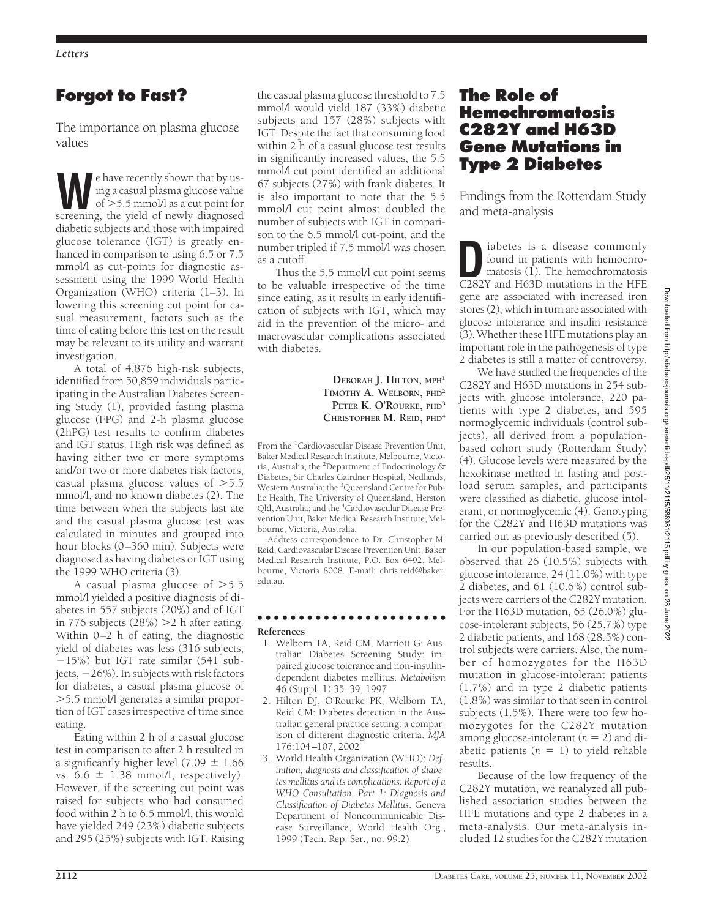# Forgot to Fast?

## The importance on plasma glucose values

We have recently shown that by using a casual plasma glucose value of >5.5 mmol/l as a cut point for screening, the yield of newly diagnosed diabetic subjects and those with impaired glucose tolerance (IGT) is greatly enhanced in comparison to using 6.5 or 7.5 mmol/l as cut-points for diagnostic assessment using the 1999 World Health Organization (WHO) criteria (1–3). In lowering this screening cut point for casual measurement, factors such as the time of eating before this test on the result may be relevant to its utility and warrant investigation.

A total of 4,876 high-risk subjects, identified from 50,859 individuals participating in the Australian Diabetes Screening Study (1), provided fasting plasma glucose (FPG) and 2-h plasma glucose (2hPG) test results to confirm diabetes and IGT status. High risk was defined as having either two or more symptoms and/or two or more diabetes risk factors, casual plasma glucose values of >5.5 mmol/l, and no known diabetes (2). The time between when the subjects last ate and the casual plasma glucose test was calculated in minutes and grouped into hour blocks (0–360 min). Subjects were diagnosed as having diabetes or IGT using the 1999 WHO criteria (3).

A casual plasma glucose of >5.5 mmol/l yielded a positive diagnosis of diabetes in 557 subjects (20%) and of IGT in 776 subjects (28%) >2 h after eating. Within 0–2 h of eating, the diagnostic yield of diabetes was less (316 subjects, −15%) but IGT rate similar (541 subjects, −26%). In subjects with risk factors for diabetes, a casual plasma glucose of >5.5 mmol/l generates a similar proportion of IGT cases irrespective of time since eating.

Eating within 2 h of a casual glucose test in comparison to after 2 h resulted in a significantly higher level (7.09 ± 1.66 vs. 6.6 ± 1.38 mmol/l, respectively). However, if the screening cut point was raised for subjects who had consumed food within 2 h to 6.5 mmol/l, this would have yielded 249 (23%) diabetic subjects and 295 (25%) subjects with IGT. Raising the casual plasma glucose threshold to 7.5 mmol/l would yield 187 (33%) diabetic subjects and 157 (28%) subjects with IGT. Despite the fact that consuming food within 2 h of a casual glucose test results in significantly increased values, the 5.5 mmol/l cut point identified an additional 67 subjects (27%) with frank diabetes. It is also important to note that the 5.5 mmol/l cut point almost doubled the number of subjects with IGT in comparison to the 6.5 mmol/l cut-point, and the number tripled if 7.5 mmol/l was chosen as a cutoff.

Thus the 5.5 mmol/l cut point seems to be valuable irrespective of the time since eating, as it results in early identification of subjects with IGT, which may aid in the prevention of the micro- and macrovascular complications associated with diabetes.

**Deborah J. Hilton, MPH**[1]
**Timothy A. Welborn, PHD**[2]
**Peter K. O'Rourke, PHD**[3]
**Christopher M. Reid, PHD**[4]

From the [1]Cardiovascular Disease Prevention Unit, Baker Medical Research Institute, Melbourne, Victoria, Australia; the [2]Department of Endocrinology & Diabetes, Sir Charles Gairdner Hospital, Nedlands, Western Australia; the [3]Queensland Centre for Public Health, The University of Queensland, Herston Qld, Australia; and the [4]Cardiovascular Disease Prevention Unit, Baker Medical Research Institute, Melbourne, Victoria, Australia.

Address correspondence to Dr. Christopher M. Reid, Cardiovascular Disease Prevention Unit, Baker Medical Research Institute, P.O. Box 6492, Melbourne, Victoria 8008. E-mail: chris.reid@baker.edu.au.

### References

1. Welborn TA, Reid CM, Marriott G: Australian Diabetes Screening Study: impaired glucose tolerance and non-insulin-dependent diabetes mellitus. *Metabolism* 46 (Suppl. 1):35–39, 1997
2. Hilton DJ, O'Rourke PK, Welborn TA, Reid CM: Diabetes detection in the Australian general practice setting: a comparison of different diagnostic criteria. *MJA* 176:104–107, 2002
3. World Health Organization (WHO): *Definition, diagnosis and classification of diabetes mellitus and its complications: Report of a WHO Consultation. Part 1: Diagnosis and Classification of Diabetes Mellitus*. Geneva Department of Noncommunicable Disease Surveillance, World Health Org., 1999 (Tech. Rep. Ser., no. 99.2)

# The Role of Hemochromatosis C282Y and H63D Gene Mutations in Type 2 Diabetes

## Findings from the Rotterdam Study and meta-analysis

Diabetes is a disease commonly found in patients with hemochromatosis (1). The hemochromatosis C282Y and H63D mutations in the HFE gene are associated with increased iron stores (2), which in turn are associated with glucose intolerance and insulin resistance (3). Whether these HFE mutations play an important role in the pathogenesis of type 2 diabetes is still a matter of controversy.

We have studied the frequencies of the C282Y and H63D mutations in 254 subjects with glucose intolerance, 220 patients with type 2 diabetes, and 595 normoglycemic individuals (control subjects), all derived from a population-based cohort study (Rotterdam Study) (4). Glucose levels were measured by the hexokinase method in fasting and postload serum samples, and participants were classified as diabetic, glucose intolerant, or normoglycemic (4). Genotyping for the C282Y and H63D mutations was carried out as previously described (5).

In our population-based sample, we observed that 26 (10.5%) subjects with glucose intolerance, 24 (11.0%) with type 2 diabetes, and 61 (10.6%) control subjects were carriers of the C282Y mutation. For the H63D mutation, 65 (26.0%) glucose-intolerant subjects, 56 (25.7%) type 2 diabetic patients, and 168 (28.5%) control subjects were carriers. Also, the number of homozygotes for the H63D mutation in glucose-intolerant patients (1.7%) and in type 2 diabetic patients (1.8%) was similar to that seen in control subjects (1.5%). There were too few homozygotes for the C282Y mutation among glucose-intolerant ($n = 2$) and diabetic patients ($n = 1$) to yield reliable results.

Because of the low frequency of the C282Y mutation, we reanalyzed all published association studies between the HFE mutations and type 2 diabetes in a meta-analysis. Our meta-analysis included 12 studies for the C282Y mutation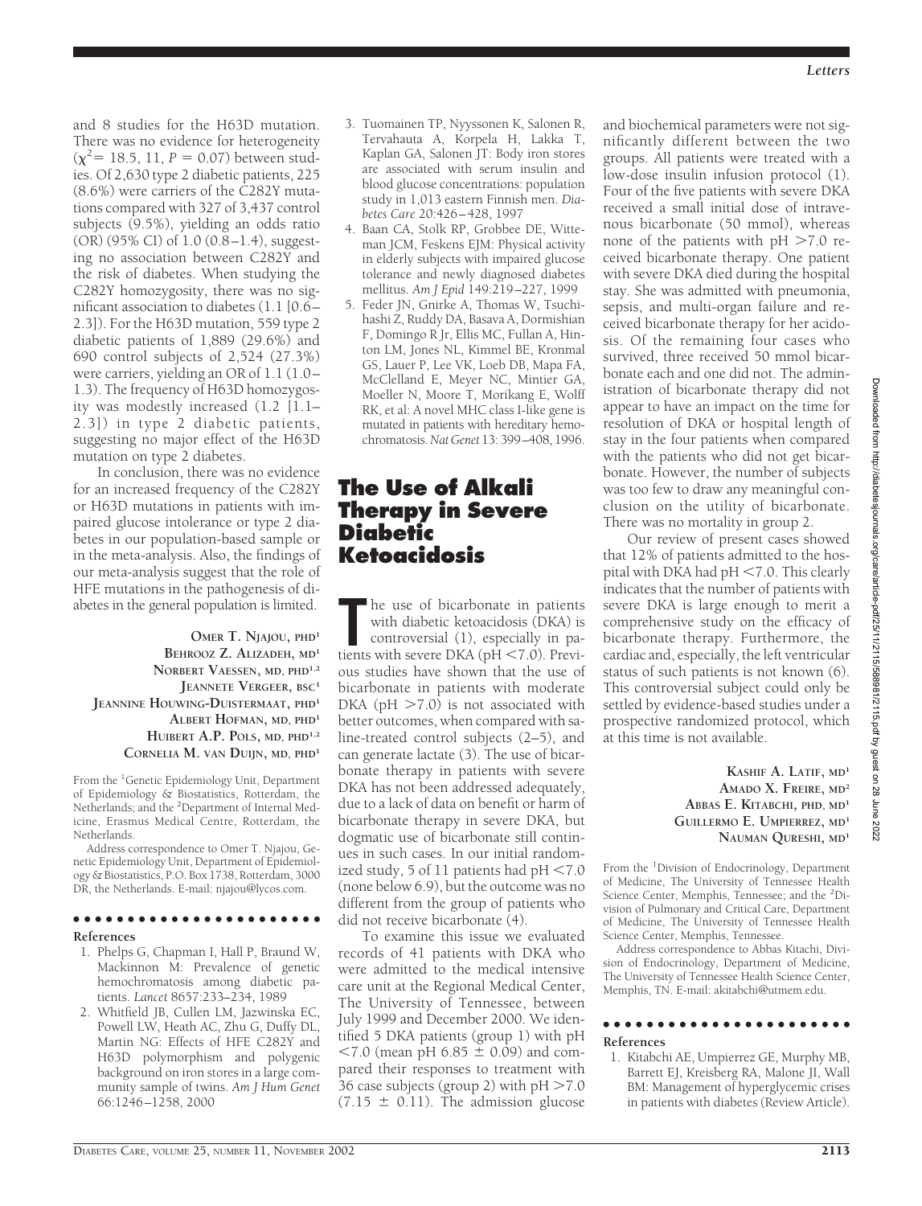and 8 studies for the H63D mutation. There was no evidence for heterogeneity ($\chi^2 = 18.5$, 11, $P = 0.07$) between studies. Of 2,630 type 2 diabetic patients, 225 (8.6%) were carriers of the C282Y mutations compared with 327 of 3,437 control subjects (9.5%), yielding an odds ratio (OR) (95% CI) of 1.0 (0.8–1.4), suggesting no association between C282Y and the risk of diabetes. When studying the C282Y homozygosity, there was no significant association to diabetes (1.1 [0.6–2.3]). For the H63D mutation, 559 type 2 diabetic patients of 1,889 (29.6%) and 690 control subjects of 2,524 (27.3%) were carriers, yielding an OR of 1.1 (1.0–1.3). The frequency of H63D homozygosity was modestly increased (1.2 [1.1–2.3]) in type 2 diabetic patients, suggesting no major effect of the H63D mutation on type 2 diabetes.

In conclusion, there was no evidence for an increased frequency of the C282Y or H63D mutations in patients with impaired glucose intolerance or type 2 diabetes in our population-based sample or in the meta-analysis. Also, the findings of our meta-analysis suggest that the role of HFE mutations in the pathogenesis of diabetes in the general population is limited.

**OMER T. NJAJOU, PHD**[1]
**BEHROOZ Z. ALIZADEH, MD**[1]
**NORBERT VAESSEN, MD, PHD**[1,2]
**JEANNETE VERGEER, BSC**[1]
**JEANNINE HOUWING-DUISTERMAAT, PHD**[1]
**ALBERT HOFMAN, MD, PHD**[1]
**HUIBERT A.P. POLS, MD, PHD**[1,2]
**CORNELIA M. VAN DUIJN, MD, PHD**[1]

From the [1]Genetic Epidemiology Unit, Department of Epidemiology & Biostatistics, Rotterdam, the Netherlands; and the [2]Department of Internal Medicine, Erasmus Medical Centre, Rotterdam, the Netherlands.

Address correspondence to Omer T. Njajou, Genetic Epidemiology Unit, Department of Epidemiology & Biostatistics, P.O. Box 1738, Rotterdam, 3000 DR, the Netherlands. E-mail: njajou@lycos.com.

#### References

1. Phelps G, Chapman I, Hall P, Braund W, Mackinnon M: Prevalence of genetic hemochromatosis among diabetic patients. *Lancet* 8657:233–234, 1989
2. Whitfield JB, Cullen LM, Jazwinska EC, Powell LW, Heath AC, Zhu G, Duffy DL, Martin NG: Effects of HFE C282Y and H63D polymorphism and polygenic background on iron stores in a large community sample of twins. *Am J Hum Genet* 66:1246–1258, 2000
3. Tuomainen TP, Nyyssonen K, Salonen R, Tervahauta A, Korpela H, Lakka T, Kaplan GA, Salonen JT: Body iron stores are associated with serum insulin and blood glucose concentrations: population study in 1,013 eastern Finnish men. *Diabetes Care* 20:426–428, 1997
4. Baan CA, Stolk RP, Grobbee DE, Witteman JCM, Feskens EJM: Physical activity in elderly subjects with impaired glucose tolerance and newly diagnosed diabetes mellitus. *Am J Epid* 149:219–227, 1999
5. Feder JN, Gnirke A, Thomas W, Tsuchihashi Z, Ruddy DA, Basava A, Dormishian F, Domingo R Jr, Ellis MC, Fullan A, Hinton LM, Jones NL, Kimmel BE, Kronmal GS, Lauer P, Lee VK, Loeb DB, Mapa FA, McClelland E, Meyer NC, Mintier GA, Moeller N, Moore T, Morikang E, Wolff RK, et al: A novel MHC class I-like gene is mutated in patients with hereditary hemochromatosis. *Nat Genet* 13: 399–408, 1996.

## The Use of Alkali Therapy in Severe Diabetic Ketoacidosis

The use of bicarbonate in patients with diabetic ketoacidosis (DKA) is controversial (1), especially in patients with severe DKA (pH <7.0). Previous studies have shown that the use of bicarbonate in patients with moderate DKA (pH >7.0) is not associated with better outcomes, when compared with saline-treated control subjects (2–5), and can generate lactate (3). The use of bicarbonate therapy in patients with severe DKA has not been addressed adequately, due to a lack of data on benefit or harm of bicarbonate therapy in severe DKA, but dogmatic use of bicarbonate still continues in such cases. In our initial randomized study, 5 of 11 patients had pH <7.0 (none below 6.9), but the outcome was no different from the group of patients who did not receive bicarbonate (4).

To examine this issue we evaluated records of 41 patients with DKA who were admitted to the medical intensive care unit at the Regional Medical Center, The University of Tennessee, between July 1999 and December 2000. We identified 5 DKA patients (group 1) with pH <7.0 (mean pH 6.85 ± 0.09) and compared their responses to treatment with 36 case subjects (group 2) with pH >7.0 (7.15 ± 0.11). The admission glucose and biochemical parameters were not significantly different between the two groups. All patients were treated with a low-dose insulin infusion protocol (1). Four of the five patients with severe DKA received a small initial dose of intravenous bicarbonate (50 mmol), whereas none of the patients with pH >7.0 received bicarbonate therapy. One patient with severe DKA died during the hospital stay. She was admitted with pneumonia, sepsis, and multi-organ failure and received bicarbonate therapy for her acidosis. Of the remaining four cases who survived, three received 50 mmol bicarbonate each and one did not. The administration of bicarbonate therapy did not appear to have an impact on the time for resolution of DKA or hospital length of stay in the four patients when compared with the patients who did not get bicarbonate. However, the number of subjects was too few to draw any meaningful conclusion on the utility of bicarbonate. There was no mortality in group 2.

Our review of present cases showed that 12% of patients admitted to the hospital with DKA had pH <7.0. This clearly indicates that the number of patients with severe DKA is large enough to merit a comprehensive study on the efficacy of bicarbonate therapy. Furthermore, the cardiac and, especially, the left ventricular status of such patients is not known (6). This controversial subject could only be settled by evidence-based studies under a prospective randomized protocol, which at this time is not available.

**KASHIF A. LATIF, MD**[1]
**AMADO X. FREIRE, MD**[2]
**ABBAS E. KITABCHI, PHD, MD**[1]
**GUILLERMO E. UMPIERREZ, MD**[1]
**NAUMAN QURESHI, MD**[1]

From the [1]Division of Endocrinology, Department of Medicine, The University of Tennessee Health Science Center, Memphis, Tennessee; and the [2]Division of Pulmonary and Critical Care, Department of Medicine, The University of Tennessee Health Science Center, Memphis, Tennessee.

Address correspondence to Abbas Kitachi, Division of Endocrinology, Department of Medicine, The University of Tennessee Health Science Center, Memphis, TN. E-mail: akitabchi@utmem.edu.

#### References

1. Kitabchi AE, Umpierrez GE, Murphy MB, Barrett EJ, Kreisberg RA, Malone JI, Wall BM: Management of hyperglycemic crises in patients with diabetes (Review Article).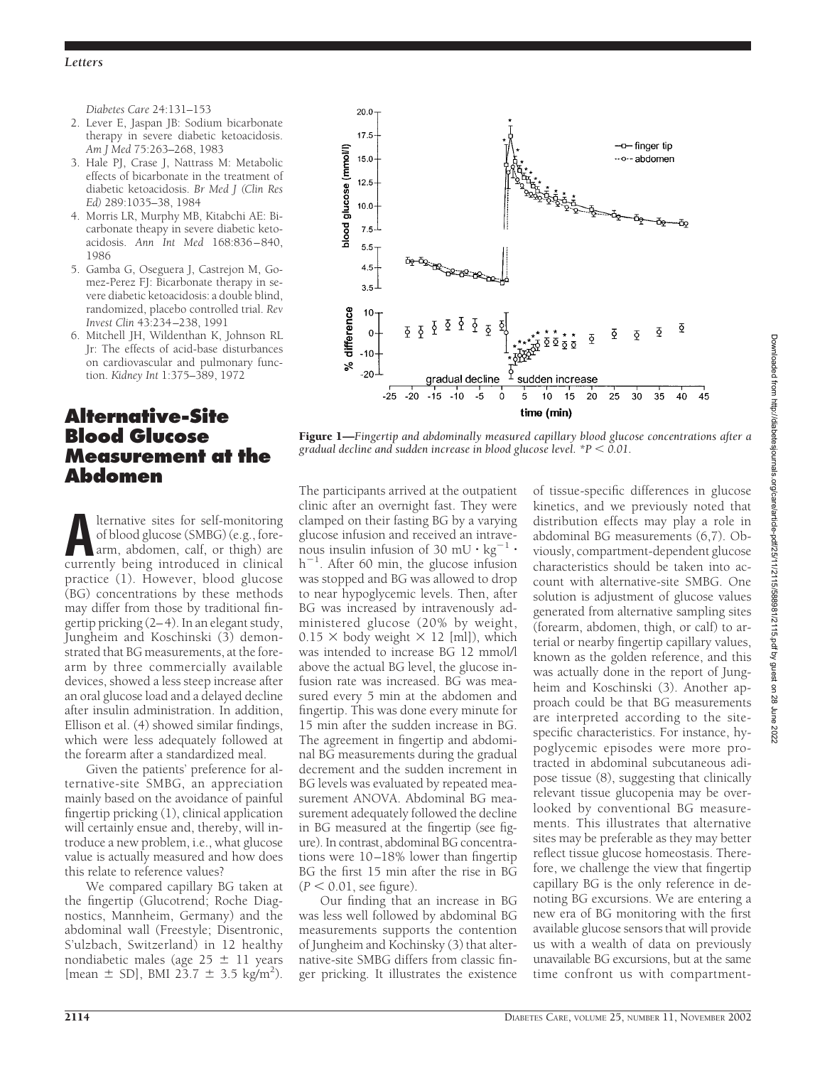*Diabetes Care* 24:131–153

2. Lever E, Jaspan JB: Sodium bicarbonate therapy in severe diabetic ketoacidosis. *Am J Med* 75:263–268, 1983
3. Hale PJ, Crase J, Nattrass M: Metabolic effects of bicarbonate in the treatment of diabetic ketoacidosis. *Br Med J (Clin Res Ed)* 289:1035–38, 1984
4. Morris LR, Murphy MB, Kitabchi AE: Bicarbonate theapy in severe diabetic ketoacidosis. *Ann Int Med* 168:836–840, 1986
5. Gamba G, Oseguera J, Castrejon M, Gomez-Perez FJ: Bicarbonate therapy in severe diabetic ketoacidosis: a double blind, randomized, placebo controlled trial. *Rev Invest Clin* 43:234–238, 1991
6. Mitchell JH, Wildenthan K, Johnson RL Jr: The effects of acid-base disturbances on cardiovascular and pulmonary function. *Kidney Int* 1:375–389, 1972

## Alternative-Site Blood Glucose Measurement at the Abdomen

Alternative sites for self-monitoring of blood glucose (SMBG) (e.g., forearm, abdomen, calf, or thigh) are currently being introduced in clinical practice (1). However, blood glucose (BG) concentrations by these methods may differ from those by traditional fingertip pricking (2–4). In an elegant study, Jungheim and Koschinski (3) demonstrated that BG measurements, at the forearm by three commercially available devices, showed a less steep increase after an oral glucose load and a delayed decline after insulin administration. In addition, Ellison et al. (4) showed similar findings, which were less adequately followed at the forearm after a standardized meal.

Given the patients' preference for alternative-site SMBG, an appreciation mainly based on the avoidance of painful fingertip pricking (1), clinical application will certainly ensue and, thereby, will introduce a new problem, i.e., what glucose value is actually measured and how does this relate to reference values?

We compared capillary BG taken at the fingertip (Glucotrend; Roche Diagnostics, Mannheim, Germany) and the abdominal wall (Freestyle; Disentronic, S'ulzbach, Switzerland) in 12 healthy nondiabetic males (age 25 ± 11 years [mean ± SD], BMI 23.7 ± 3.5 kg/m$^2$). The participants arrived at the outpatient clinic after an overnight fast. They were clamped on their fasting BG by a varying glucose infusion and received an intravenous insulin infusion of 30 mU · kg$^{-1}$ · h$^{-1}$. After 60 min, the glucose infusion was stopped and BG was allowed to drop to near hypoglycemic levels. Then, after BG was increased by intravenously administered glucose (20% by weight, 0.15 × body weight × 12 [ml]), which was intended to increase BG 12 mmol/l above the actual BG level, the glucose infusion rate was increased. BG was measured every 5 min at the abdomen and fingertip. This was done every minute for 15 min after the sudden increase in BG. The agreement in fingertip and abdominal BG measurements during the gradual decrement and the sudden increment in BG levels was evaluated by repeated measurement ANOVA. Abdominal BG measurement adequately followed the decline in BG measured at the fingertip (see figure). In contrast, abdominal BG concentrations were 10–18% lower than fingertip BG the first 15 min after the rise in BG ($P < 0.01$, see figure).

**Figure 1**—*Fingertip and abdominally measured capillary blood glucose concentrations after a gradual decline and sudden increase in blood glucose level. \*P < 0.01.*

Our finding that an increase in BG was less well followed by abdominal BG measurements supports the contention of Jungheim and Kochinsky (3) that alternative-site SMBG differs from classic finger pricking. It illustrates the existence of tissue-specific differences in glucose kinetics, and we previously noted that distribution effects may play a role in abdominal BG measurements (6,7). Obviously, compartment-dependent glucose characteristics should be taken into account with alternative-site SMBG. One solution is adjustment of glucose values generated from alternative sampling sites (forearm, abdomen, thigh, or calf) to arterial or nearby fingertip capillary values, known as the golden reference, and this was actually done in the report of Jungheim and Koschinski (3). Another approach could be that BG measurements are interpreted according to the site-specific characteristics. For instance, hypoglycemic episodes were more protracted in abdominal subcutaneous adipose tissue (8), suggesting that clinically relevant tissue glucopenia may be overlooked by conventional BG measurements. This illustrates that alternative sites may be preferable as they may better reflect tissue glucose homeostasis. Therefore, we challenge the view that fingertip capillary BG is the only reference in denoting BG excursions. We are entering a new era of BG monitoring with the first available glucose sensors that will provide us with a wealth of data on previously unavailable BG excursions, but at the same time confront us with compartment-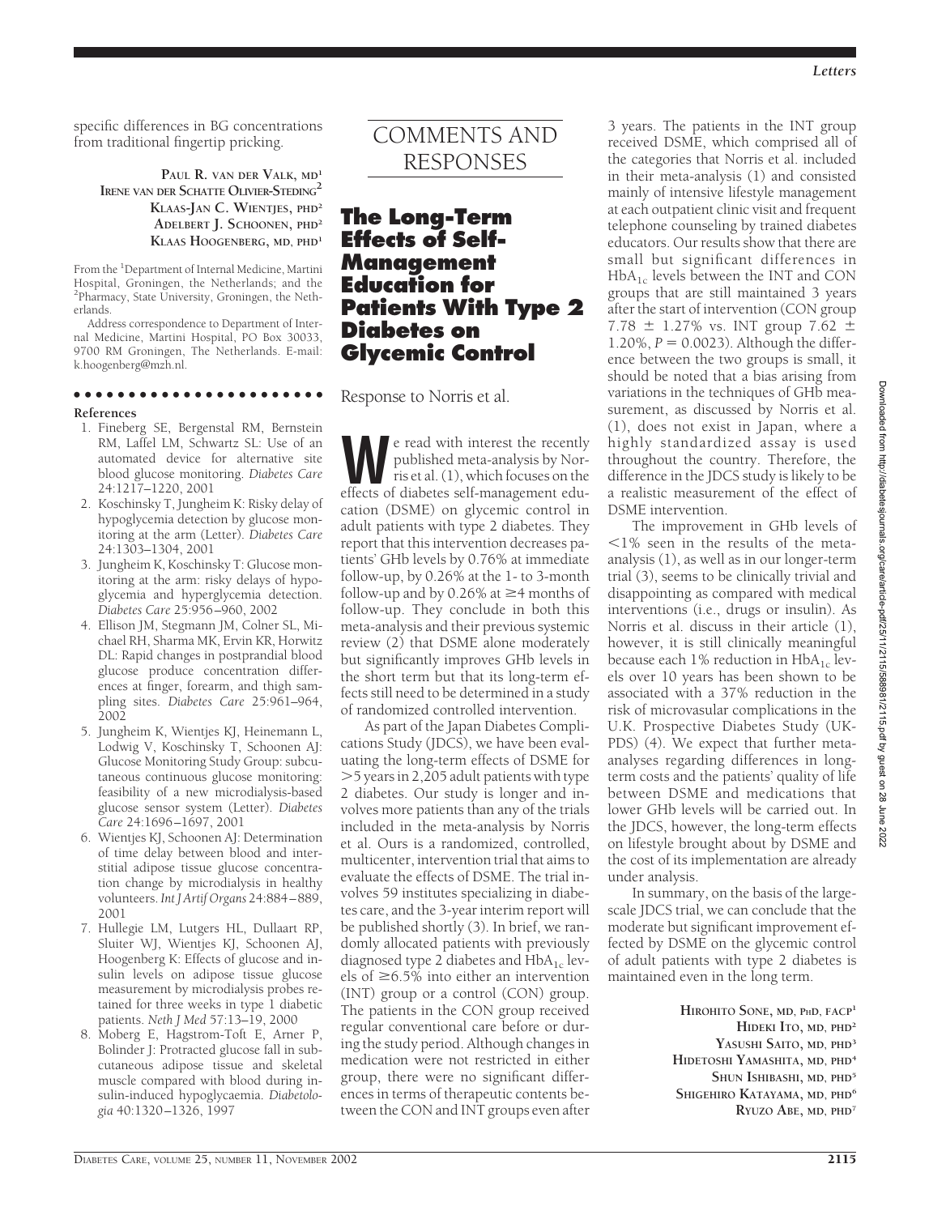specific differences in BG concentrations from traditional fingertip pricking.

**PAUL R. VAN DER VALK, MD**[1]
**IRENE VAN DER SCHATTE OLIVIER-STEDING**[2]
**KLAAS-JAN C. WIENTJES, PHD**[2]
**ADELBERT J. SCHOONEN, PHD**[2]
**KLAAS HOOGENBERG, MD, PHD**[1]

From the [1]Department of Internal Medicine, Martini Hospital, Groningen, the Netherlands; and the [2]Pharmacy, State University, Groningen, the Netherlands.

Address correspondence to Department of Internal Medicine, Martini Hospital, PO Box 30033, 9700 RM Groningen, The Netherlands. E-mail: k.hoogenberg@mzh.nl.

#### References

1. Fineberg SE, Bergenstal RM, Bernstein RM, Laffel LM, Schwartz SL: Use of an automated device for alternative site blood glucose monitoring. *Diabetes Care* 24:1217–1220, 2001
2. Koschinsky T, Jungheim K: Risky delay of hypoglycemia detection by glucose monitoring at the arm (Letter). *Diabetes Care* 24:1303–1304, 2001
3. Jungheim K, Koschinsky T: Glucose monitoring at the arm: risky delays of hypoglycemia and hyperglycemia detection. *Diabetes Care* 25:956–960, 2002
4. Ellison JM, Stegmann JM, Colner SL, Michael RH, Sharma MK, Ervin KR, Horwitz DL: Rapid changes in postprandial blood glucose produce concentration differences at finger, forearm, and thigh sampling sites. *Diabetes Care* 25:961–964, 2002
5. Jungheim K, Wientjes KJ, Heinemann L, Lodwig V, Koschinsky T, Schoonen AJ: Glucose Monitoring Study Group: subcutaneous continuous glucose monitoring: feasibility of a new microdialysis-based glucose sensor system (Letter). *Diabetes Care* 24:1696–1697, 2001
6. Wientjes KJ, Schoonen AJ: Determination of time delay between blood and interstitial adipose tissue glucose concentration change by microdialysis in healthy volunteers. *Int J Artif Organs* 24:884–889, 2001
7. Hullegie LM, Lutgers HL, Dullaart RP, Sluiter WJ, Wientjes KJ, Schoonen AJ, Hoogenberg K: Effects of glucose and insulin levels on adipose tissue glucose measurement by microdialysis probes retained for three weeks in type 1 diabetic patients. *Neth J Med* 57:13–19, 2000
8. Moberg E, Hagstrom-Toft E, Arner P, Bolinder J: Protracted glucose fall in subcutaneous adipose tissue and skeletal muscle compared with blood during insulin-induced hypoglycaemia. *Diabetologia* 40:1320–1326, 1997

# COMMENTS AND RESPONSES

## The Long-Term Effects of Self-Management Education for Patients With Type 2 Diabetes on Glycemic Control

Response to Norris et al.

We read with interest the recently published meta-analysis by Norris et al. (1), which focuses on the effects of diabetes self-management education (DSME) on glycemic control in adult patients with type 2 diabetes. They report that this intervention decreases patients' GHb levels by 0.76% at immediate follow-up, by 0.26% at the 1- to 3-month follow-up and by 0.26% at ≥4 months of follow-up. They conclude in both this meta-analysis and their previous systemic review (2) that DSME alone moderately but significantly improves GHb levels in the short term but that its long-term effects still need to be determined in a study of randomized controlled intervention.

As part of the Japan Diabetes Complications Study (JDCS), we have been evaluating the long-term effects of DSME for >5 years in 2,205 adult patients with type 2 diabetes. Our study is longer and involves more patients than any of the trials included in the meta-analysis by Norris et al. Ours is a randomized, controlled, multicenter, intervention trial that aims to evaluate the effects of DSME. The trial involves 59 institutes specializing in diabetes care, and the 3-year interim report will be published shortly (3). In brief, we randomly allocated patients with previously diagnosed type 2 diabetes and $HbA_{1c}$ levels of ≥6.5% into either an intervention (INT) group or a control (CON) group. The patients in the CON group received regular conventional care before or during the study period. Although changes in medication were not restricted in either group, there were no significant differences in terms of therapeutic contents between the CON and INT groups even after 3 years. The patients in the INT group received DSME, which comprised all of the categories that Norris et al. included in their meta-analysis (1) and consisted mainly of intensive lifestyle management at each outpatient clinic visit and frequent telephone counseling by trained diabetes educators. Our results show that there are small but significant differences in $HbA_{1c}$ levels between the INT and CON groups that are still maintained 3 years after the start of intervention (CON group 7.78 ± 1.27% vs. INT group 7.62 ± 1.20%, $P = 0.0023$). Although the difference between the two groups is small, it should be noted that a bias arising from variations in the techniques of GHb measurement, as discussed by Norris et al. (1), does not exist in Japan, where a highly standardized assay is used throughout the country. Therefore, the difference in the JDCS study is likely to be a realistic measurement of the effect of DSME intervention.

The improvement in GHb levels of <1% seen in the results of the meta-analysis (1), as well as in our longer-term trial (3), seems to be clinically trivial and disappointing as compared with medical interventions (i.e., drugs or insulin). As Norris et al. discuss in their article (1), however, it is still clinically meaningful because each 1% reduction in $HbA_{1c}$ levels over 10 years has been shown to be associated with a 37% reduction in the risk of microvascular complications in the U.K. Prospective Diabetes Study (UKPDS) (4). We expect that further meta-analyses regarding differences in long-term costs and the patients' quality of life between DSME and medications that lower GHb levels will be carried out. In the JDCS, however, the long-term effects on lifestyle brought about by DSME and the cost of its implementation are already under analysis.

In summary, on the basis of the large-scale JDCS trial, we can conclude that the moderate but significant improvement effected by DSME on the glycemic control of adult patients with type 2 diabetes is maintained even in the long term.

**HIROHITO SONE, MD, PHD, FACP**[1]
**HIDEKI ITO, MD, PHD**[2]
**YASUSHI SAITO, MD, PHD**[3]
**HIDETOSHI YAMASHITA, MD, PHD**[4]
**SHUN ISHIBASHI, MD, PHD**[5]
**SHIGEHIRO KATAYAMA, MD, PHD**[6]
**RYUZO ABE, MD, PHD**[7]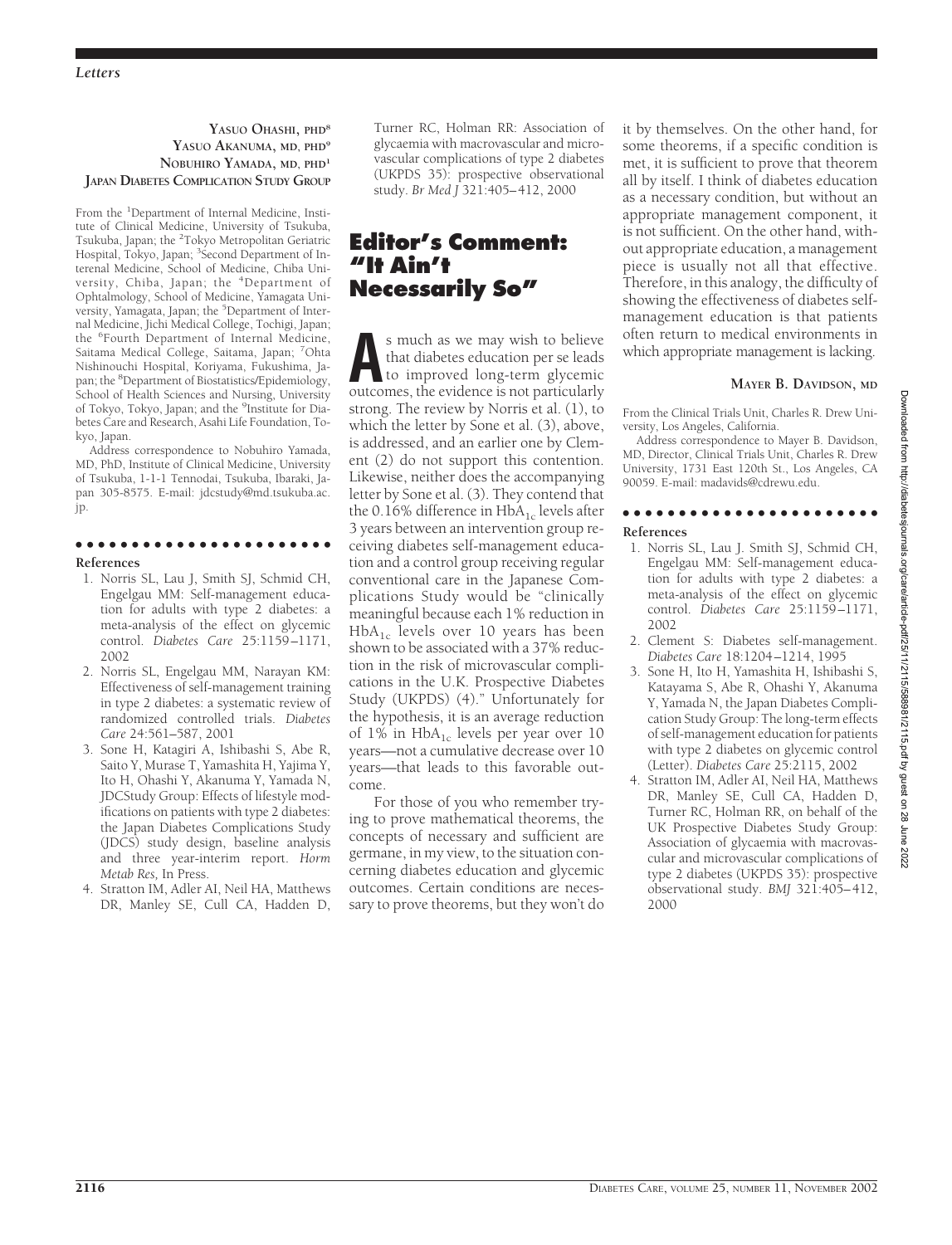**YASUO OHASHI, PHD**[8]
**YASUO AKANUMA, MD, PHD**[9]
**NOBUHIRO YAMADA, MD, PHD**[1]
**JAPAN DIABETES COMPLICATION STUDY GROUP**

From the [1]Department of Internal Medicine, Institute of Clinical Medicine, University of Tsukuba, Tsukuba, Japan; the [2]Tokyo Metropolitan Geriatric Hospital, Tokyo, Japan; [3]Second Department of Interenal Medicine, School of Medicine, Chiba University, Chiba, Japan; the [4]Department of Ophtalmology, School of Medicine, Yamagata University, Yamagata, Japan; the [5]Department of Internal Medicine, Jichi Medical College, Tochigi, Japan; the [6]Fourth Department of Internal Medicine, Saitama Medical College, Saitama, Japan; [7]Ohta Nishinouchi Hospital, Koriyama, Fukushima, Japan; the [8]Department of Biostatistics/Epidemiology, School of Health Sciences and Nursing, University of Tokyo, Tokyo, Japan; and the [9]Institute for Diabetes Care and Research, Asahi Life Foundation, Tokyo, Japan.

Address correspondence to Nobuhiro Yamada, MD, PhD, Institute of Clinical Medicine, University of Tsukuba, 1-1-1 Tennodai, Tsukuba, Ibaraki, Japan 305-8575. E-mail: jdcstudy@md.tsukuba.ac.jp.

**References**

1. Norris SL, Lau J, Smith SJ, Schmid CH, Engelgau MM: Self-management education for adults with type 2 diabetes: a meta-analysis of the effect on glycemic control. *Diabetes Care* 25:1159–1171, 2002
2. Norris SL, Engelgau MM, Narayan KM: Effectiveness of self-management training in type 2 diabetes: a systematic review of randomized controlled trials. *Diabetes Care* 24:561–587, 2001
3. Sone H, Katagiri A, Ishibashi S, Abe R, Saito Y, Murase T, Yamashita H, Yajima Y, Ito H, Ohashi Y, Akanuma Y, Yamada N, JDCStudy Group: Effects of lifestyle modifications on patients with type 2 diabetes: the Japan Diabetes Complications Study (JDCS) study design, baseline analysis and three year-interim report. *Horm Metab Res,* In Press.
4. Stratton IM, Adler AI, Neil HA, Matthews DR, Manley SE, Cull CA, Hadden D, Turner RC, Holman RR: Association of glycaemia with macrovascular and microvascular complications of type 2 diabetes (UKPDS 35): prospective observational study. *Br Med J* 321:405–412, 2000

## Editor's Comment: "It Ain't Necessarily So"

As much as we may wish to believe that diabetes education per se leads to improved long-term glycemic outcomes, the evidence is not particularly strong. The review by Norris et al. (1), to which the letter by Sone et al. (3), above, is addressed, and an earlier one by Clement (2) do not support this contention. Likewise, neither does the accompanying letter by Sone et al. (3). They contend that the 0.16% difference in $HbA_{1c}$ levels after 3 years between an intervention group receiving diabetes self-management education and a control group receiving regular conventional care in the Japanese Complications Study would be "clinically meaningful because each 1% reduction in $HbA_{1c}$ levels over 10 years has been shown to be associated with a 37% reduction in the risk of microvascular complications in the U.K. Prospective Diabetes Study (UKPDS) (4)." Unfortunately for the hypothesis, it is an average reduction of 1% in $HbA_{1c}$ levels per year over 10 years—not a cumulative decrease over 10 years—that leads to this favorable outcome.

For those of you who remember trying to prove mathematical theorems, the concepts of necessary and sufficient are germane, in my view, to the situation concerning diabetes education and glycemic outcomes. Certain conditions are necessary to prove theorems, but they won't do it by themselves. On the other hand, for some theorems, if a specific condition is met, it is sufficient to prove that theorem all by itself. I think of diabetes education as a necessary condition, but without an appropriate management component, it is not sufficient. On the other hand, without appropriate education, a management piece is usually not all that effective. Therefore, in this analogy, the difficulty of showing the effectiveness of diabetes self-management education is that patients often return to medical environments in which appropriate management is lacking.

**MAYER B. DAVIDSON, MD**

From the Clinical Trials Unit, Charles R. Drew University, Los Angeles, California.

Address correspondence to Mayer B. Davidson, MD, Director, Clinical Trials Unit, Charles R. Drew University, 1731 East 120th St., Los Angeles, CA 90059. E-mail: madavids@cdrewu.edu.

**References**

1. Norris SL, Lau J. Smith SJ, Schmid CH, Engelgau MM: Self-management education for adults with type 2 diabetes: a meta-analysis of the effect on glycemic control. *Diabetes Care* 25:1159–1171, 2002
2. Clement S: Diabetes self-management. *Diabetes Care* 18:1204–1214, 1995
3. Sone H, Ito H, Yamashita H, Ishibashi S, Katayama S, Abe R, Ohashi Y, Akanuma Y, Yamada N, the Japan Diabetes Complication Study Group: The long-term effects of self-management education for patients with type 2 diabetes on glycemic control (Letter). *Diabetes Care* 25:2115, 2002
4. Stratton IM, Adler AI, Neil HA, Matthews DR, Manley SE, Cull CA, Hadden D, Turner RC, Holman RR, on behalf of the UK Prospective Diabetes Study Group: Association of glycaemia with macrovascular and microvascular complications of type 2 diabetes (UKPDS 35): prospective observational study. *BMJ* 321:405–412, 2000